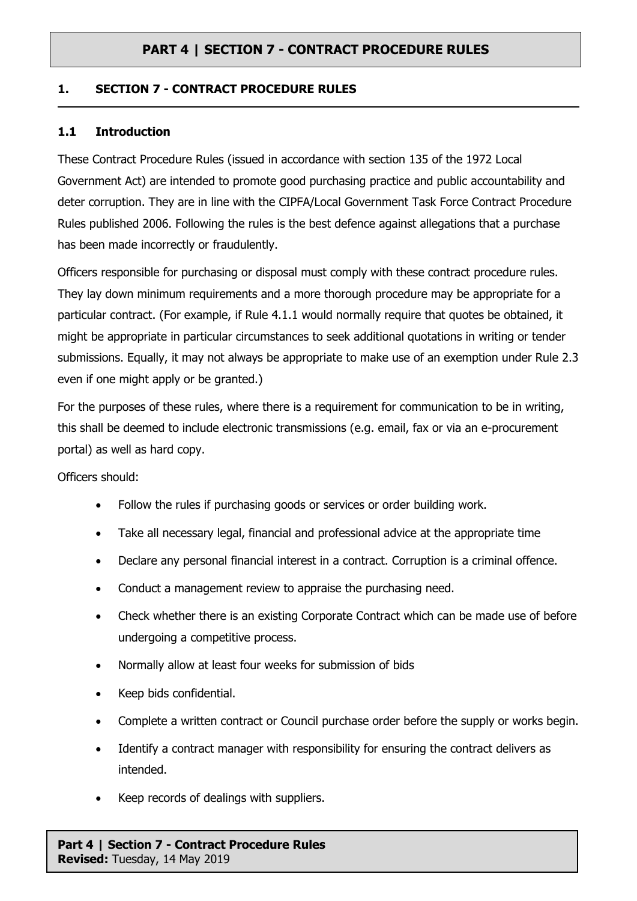# PART 4 | SECTION 7 - CONTRACT PROCEDURE RULES

## 1. SECTION 7 - CONTRACT PROCEDURE RULES

### 1.1 Introduction

These Contract Procedure Rules (issued in accordance with section 135 of the 1972 Local Government Act) are intended to promote good purchasing practice and public accountability and deter corruption. They are in line with the CIPFA/Local Government Task Force Contract Procedure Rules published 2006. Following the rules is the best defence against allegations that a purchase has been made incorrectly or fraudulently.

Officers responsible for purchasing or disposal must comply with these contract procedure rules. They lay down minimum requirements and a more thorough procedure may be appropriate for a particular contract. (For example, if Rule 4.1.1 would normally require that quotes be obtained, it might be appropriate in particular circumstances to seek additional quotations in writing or tender submissions. Equally, it may not always be appropriate to make use of an exemption under Rule 2.3 even if one might apply or be granted.)

For the purposes of these rules, where there is a requirement for communication to be in writing, this shall be deemed to include electronic transmissions (e.g. email, fax or via an e-procurement portal) as well as hard copy.

Officers should:

- Follow the rules if purchasing goods or services or order building work.
- Take all necessary legal, financial and professional advice at the appropriate time
- Declare any personal financial interest in a contract. Corruption is a criminal offence.
- Conduct a management review to appraise the purchasing need.
- Check whether there is an existing Corporate Contract which can be made use of before undergoing a competitive process.
- Normally allow at least four weeks for submission of bids
- Keep bids confidential.
- Complete a written contract or Council purchase order before the supply or works begin.
- Identify a contract manager with responsibility for ensuring the contract delivers as intended.
- Keep records of dealings with suppliers.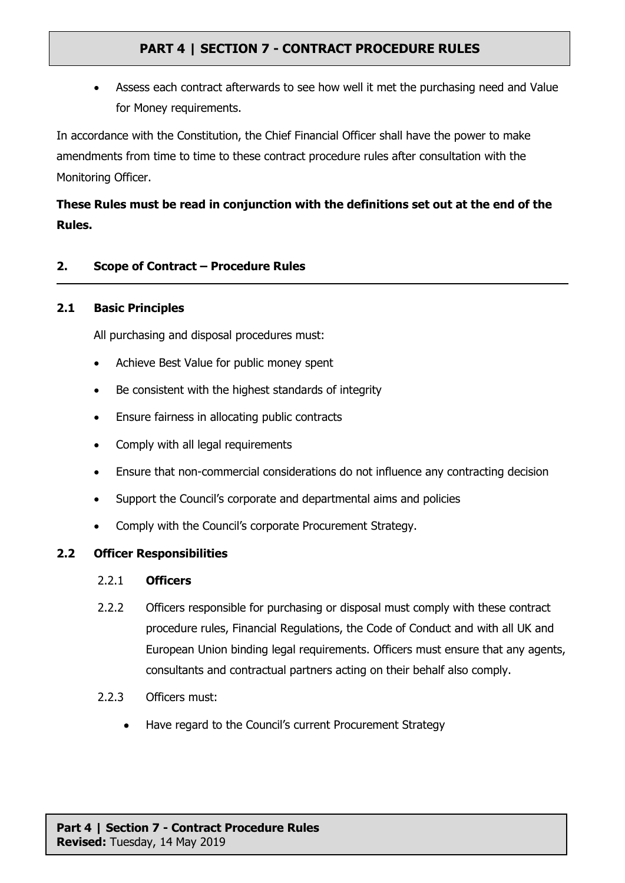- Assess each contract afterwards to see how well it met the purchasing need and Value for Money requirements.

In accordance with the Constitution, the Chief Financial Officer shall have the power to make amendments from time to time to these contract procedure rules after consultation with the Monitoring Officer.

**These Rules must be read in conjunction with the definitions set out at the end of the Rules.**

## 2. Scope of Contract – Procedure Rules

### 2.1 Basic Principles

All purchasing and disposal procedures must:

- Achieve Best Value for public money spent
- Be consistent with the highest standards of integrity
- Ensure fairness in allocating public contracts
- Comply with all legal requirements
- Ensure that non-commercial considerations do not influence any contracting decision
- Support the Council's corporate and departmental aims and policies
- Comply with the Council's corporate Procurement Strategy.

### 2.2 Officer Responsibilities

2.2.1 **Officers**

2.2.2 Officers responsible for purchasing or disposal must comply with these contract procedure rules, Financial Regulations, the Code of Conduct and with all UK and European Union binding legal requirements. Officers must ensure that any agents, consultants and contractual partners acting on their behalf also comply.

2.2.3 Officers must:

- Have regard to the Council's current Procurement Strategy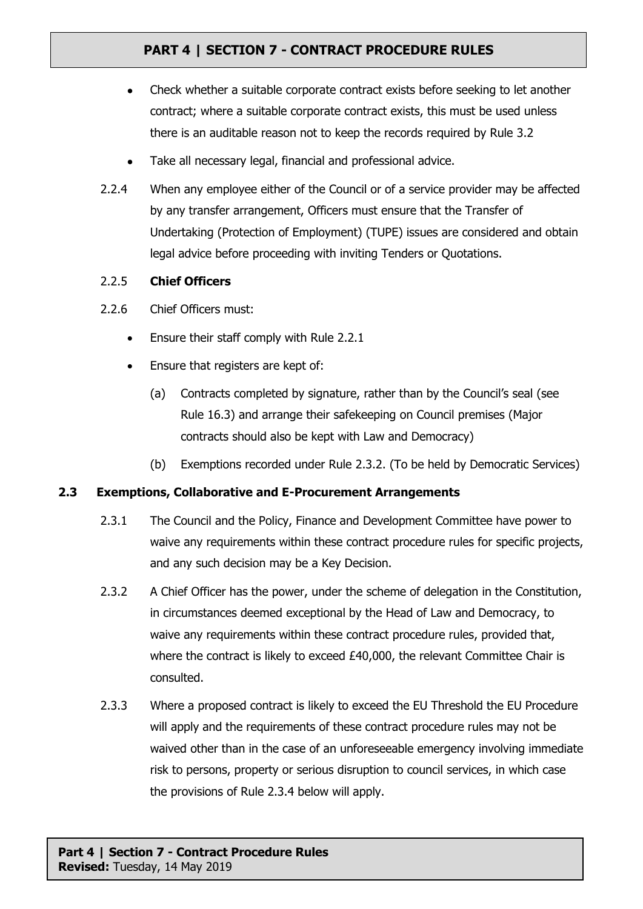- Check whether a suitable corporate contract exists before seeking to let another contract; where a suitable corporate contract exists, this must be used unless there is an auditable reason not to keep the records required by Rule 3.2
- Take all necessary legal, financial and professional advice.

2.2.4 When any employee either of the Council or of a service provider may be affected by any transfer arrangement, Officers must ensure that the Transfer of Undertaking (Protection of Employment) (TUPE) issues are considered and obtain legal advice before proceeding with inviting Tenders or Quotations.

2.2.5 **Chief Officers**

2.2.6 Chief Officers must:

- Ensure their staff comply with Rule 2.2.1
- Ensure that registers are kept of:
  - (a) Contracts completed by signature, rather than by the Council's seal (see Rule 16.3) and arrange their safekeeping on Council premises (Major contracts should also be kept with Law and Democracy)
  - (b) Exemptions recorded under Rule 2.3.2. (To be held by Democratic Services)

### 2.3 Exemptions, Collaborative and E-Procurement Arrangements

2.3.1 The Council and the Policy, Finance and Development Committee have power to waive any requirements within these contract procedure rules for specific projects, and any such decision may be a Key Decision.

2.3.2 A Chief Officer has the power, under the scheme of delegation in the Constitution, in circumstances deemed exceptional by the Head of Law and Democracy, to waive any requirements within these contract procedure rules, provided that, where the contract is likely to exceed £40,000, the relevant Committee Chair is consulted.

2.3.3 Where a proposed contract is likely to exceed the EU Threshold the EU Procedure will apply and the requirements of these contract procedure rules may not be waived other than in the case of an unforeseeable emergency involving immediate risk to persons, property or serious disruption to council services, in which case the provisions of Rule 2.3.4 below will apply.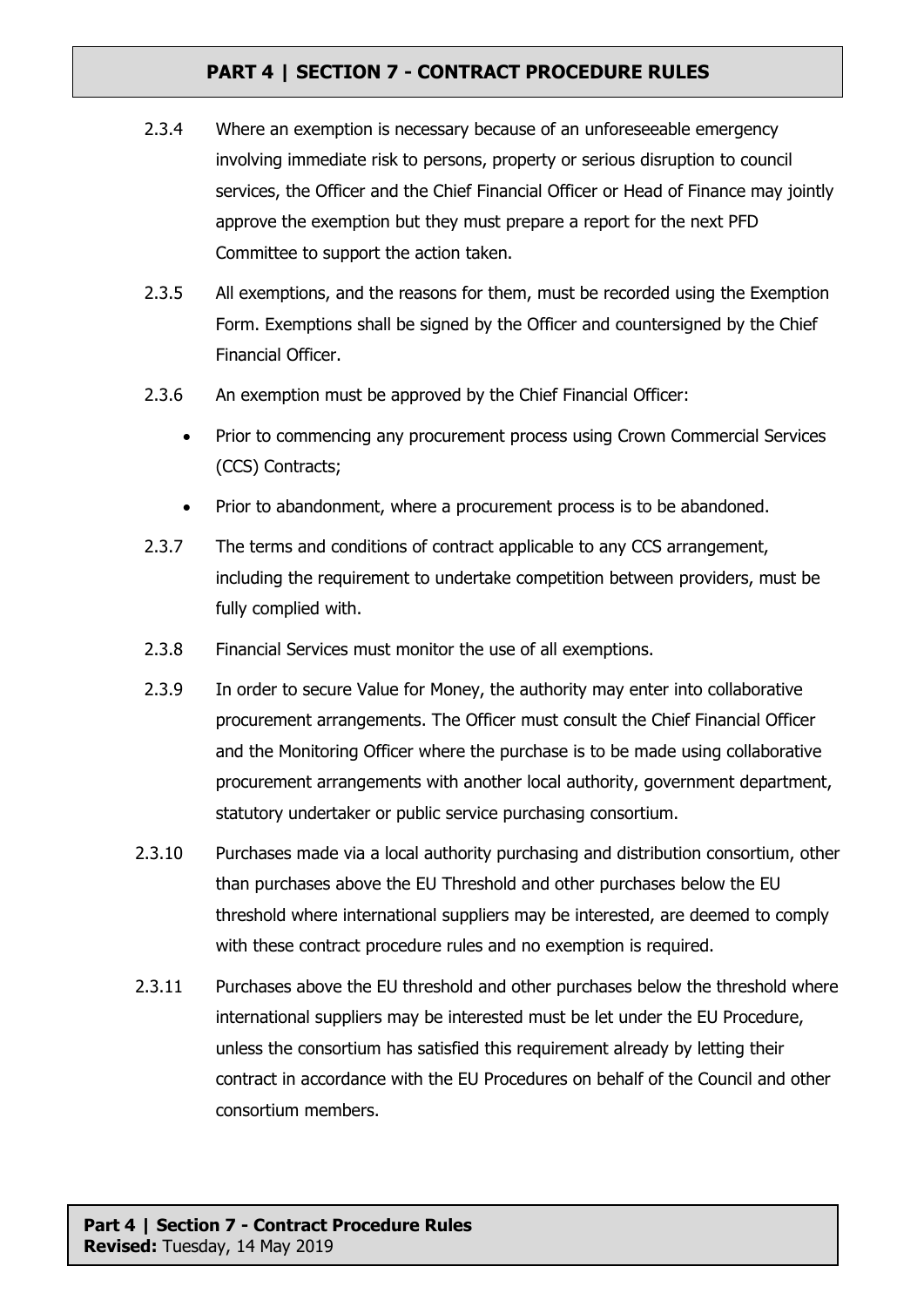2.3.4 Where an exemption is necessary because of an unforeseeable emergency involving immediate risk to persons, property or serious disruption to council services, the Officer and the Chief Financial Officer or Head of Finance may jointly approve the exemption but they must prepare a report for the next PFD Committee to support the action taken.

2.3.5 All exemptions, and the reasons for them, must be recorded using the Exemption Form. Exemptions shall be signed by the Officer and countersigned by the Chief Financial Officer.

2.3.6 An exemption must be approved by the Chief Financial Officer:

- Prior to commencing any procurement process using Crown Commercial Services (CCS) Contracts;
- Prior to abandonment, where a procurement process is to be abandoned.

2.3.7 The terms and conditions of contract applicable to any CCS arrangement, including the requirement to undertake competition between providers, must be fully complied with.

2.3.8 Financial Services must monitor the use of all exemptions.

2.3.9 In order to secure Value for Money, the authority may enter into collaborative procurement arrangements. The Officer must consult the Chief Financial Officer and the Monitoring Officer where the purchase is to be made using collaborative procurement arrangements with another local authority, government department, statutory undertaker or public service purchasing consortium.

2.3.10 Purchases made via a local authority purchasing and distribution consortium, other than purchases above the EU Threshold and other purchases below the EU threshold where international suppliers may be interested, are deemed to comply with these contract procedure rules and no exemption is required.

2.3.11 Purchases above the EU threshold and other purchases below the threshold where international suppliers may be interested must be let under the EU Procedure, unless the consortium has satisfied this requirement already by letting their contract in accordance with the EU Procedures on behalf of the Council and other consortium members.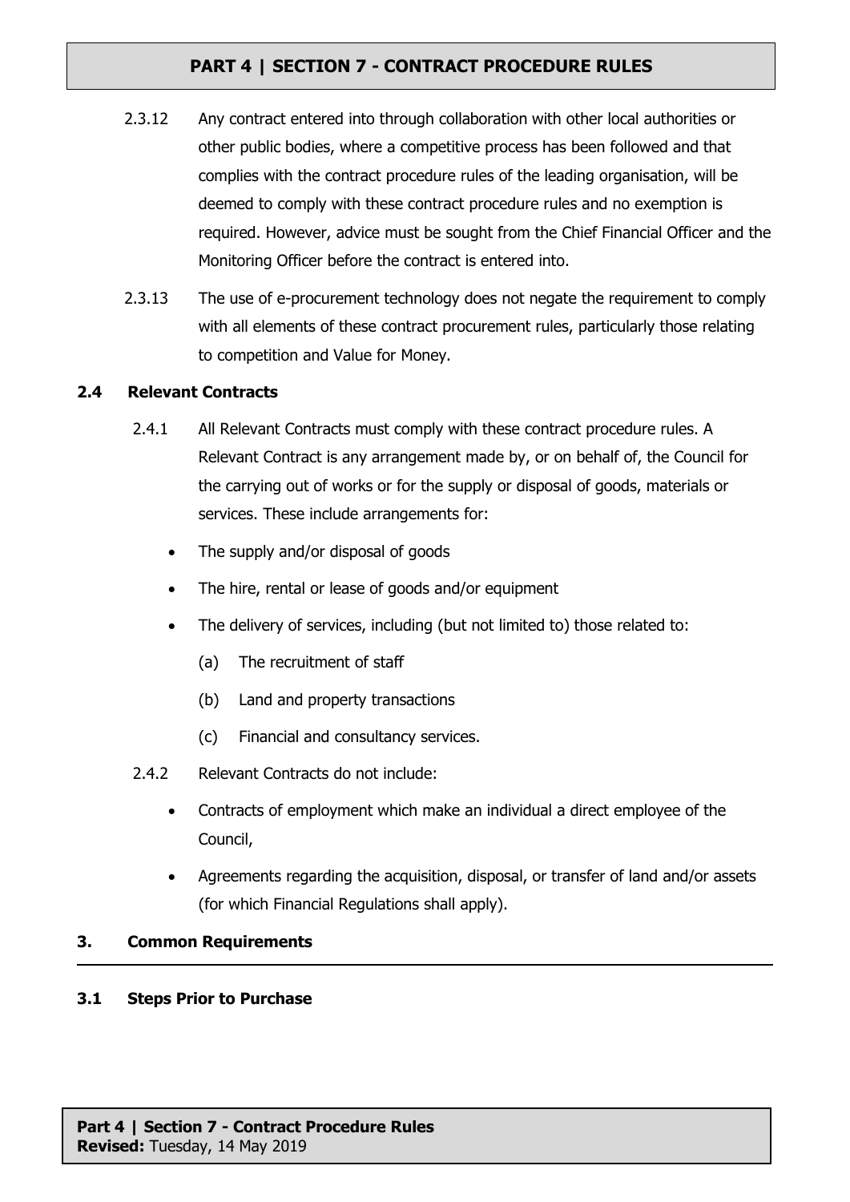2.3.12 Any contract entered into through collaboration with other local authorities or other public bodies, where a competitive process has been followed and that complies with the contract procedure rules of the leading organisation, will be deemed to comply with these contract procedure rules and no exemption is required. However, advice must be sought from the Chief Financial Officer and the Monitoring Officer before the contract is entered into.

2.3.13 The use of e-procurement technology does not negate the requirement to comply with all elements of these contract procurement rules, particularly those relating to competition and Value for Money.

### 2.4 Relevant Contracts

2.4.1 All Relevant Contracts must comply with these contract procedure rules. A Relevant Contract is any arrangement made by, or on behalf of, the Council for the carrying out of works or for the supply or disposal of goods, materials or services. These include arrangements for:

- The supply and/or disposal of goods
- The hire, rental or lease of goods and/or equipment
- The delivery of services, including (but not limited to) those related to:
  - (a) The recruitment of staff
  - (b) Land and property transactions
  - (c) Financial and consultancy services.

2.4.2 Relevant Contracts do not include:

- Contracts of employment which make an individual a direct employee of the Council,
- Agreements regarding the acquisition, disposal, or transfer of land and/or assets (for which Financial Regulations shall apply).

## 3. Common Requirements

### 3.1 Steps Prior to Purchase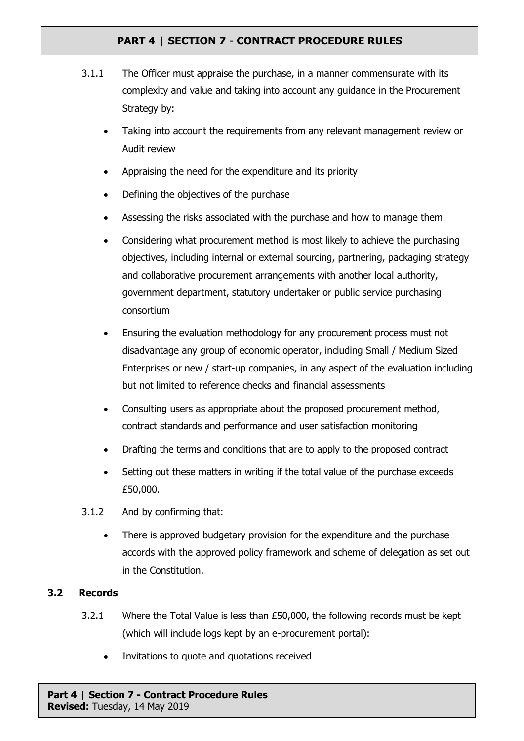3.1.1 The Officer must appraise the purchase, in a manner commensurate with its complexity and value and taking into account any guidance in the Procurement Strategy by:

- Taking into account the requirements from any relevant management review or Audit review
- Appraising the need for the expenditure and its priority
- Defining the objectives of the purchase
- Assessing the risks associated with the purchase and how to manage them
- Considering what procurement method is most likely to achieve the purchasing objectives, including internal or external sourcing, partnering, packaging strategy and collaborative procurement arrangements with another local authority, government department, statutory undertaker or public service purchasing consortium
- Ensuring the evaluation methodology for any procurement process must not disadvantage any group of economic operator, including Small / Medium Sized Enterprises or new / start-up companies, in any aspect of the evaluation including but not limited to reference checks and financial assessments
- Consulting users as appropriate about the proposed procurement method, contract standards and performance and user satisfaction monitoring
- Drafting the terms and conditions that are to apply to the proposed contract
- Setting out these matters in writing if the total value of the purchase exceeds £50,000.

3.1.2 And by confirming that:

- There is approved budgetary provision for the expenditure and the purchase accords with the approved policy framework and scheme of delegation as set out in the Constitution.

### 3.2 Records

3.2.1 Where the Total Value is less than £50,000, the following records must be kept (which will include logs kept by an e-procurement portal):

- Invitations to quote and quotations received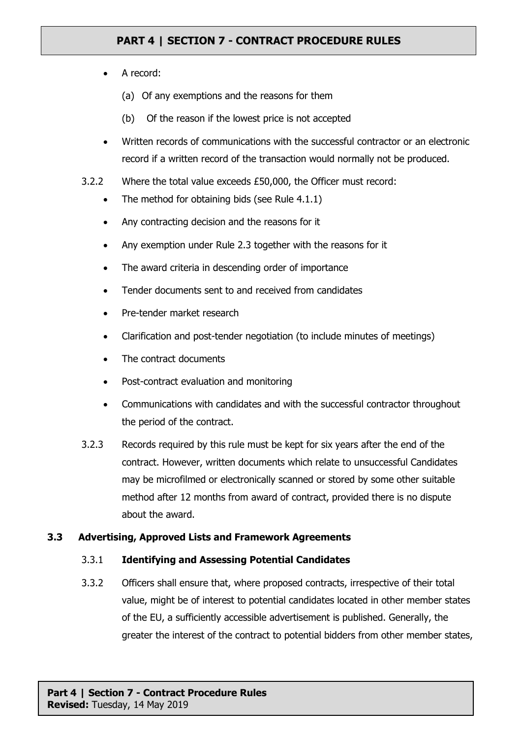- A record:
    - (a) Of any exemptions and the reasons for them
    - (b) Of the reason if the lowest price is not accepted
- Written records of communications with the successful contractor or an electronic record if a written record of the transaction would normally not be produced.

3.2.2 Where the total value exceeds £50,000, the Officer must record:

- The method for obtaining bids (see Rule 4.1.1)
- Any contracting decision and the reasons for it
- Any exemption under Rule 2.3 together with the reasons for it
- The award criteria in descending order of importance
- Tender documents sent to and received from candidates
- Pre-tender market research
- Clarification and post-tender negotiation (to include minutes of meetings)
- The contract documents
- Post-contract evaluation and monitoring
- Communications with candidates and with the successful contractor throughout the period of the contract.

3.2.3 Records required by this rule must be kept for six years after the end of the contract. However, written documents which relate to unsuccessful Candidates may be microfilmed or electronically scanned or stored by some other suitable method after 12 months from award of contract, provided there is no dispute about the award.

### 3.3 Advertising, Approved Lists and Framework Agreements

#### 3.3.1 Identifying and Assessing Potential Candidates

3.3.2 Officers shall ensure that, where proposed contracts, irrespective of their total value, might be of interest to potential candidates located in other member states of the EU, a sufficiently accessible advertisement is published. Generally, the greater the interest of the contract to potential bidders from other member states,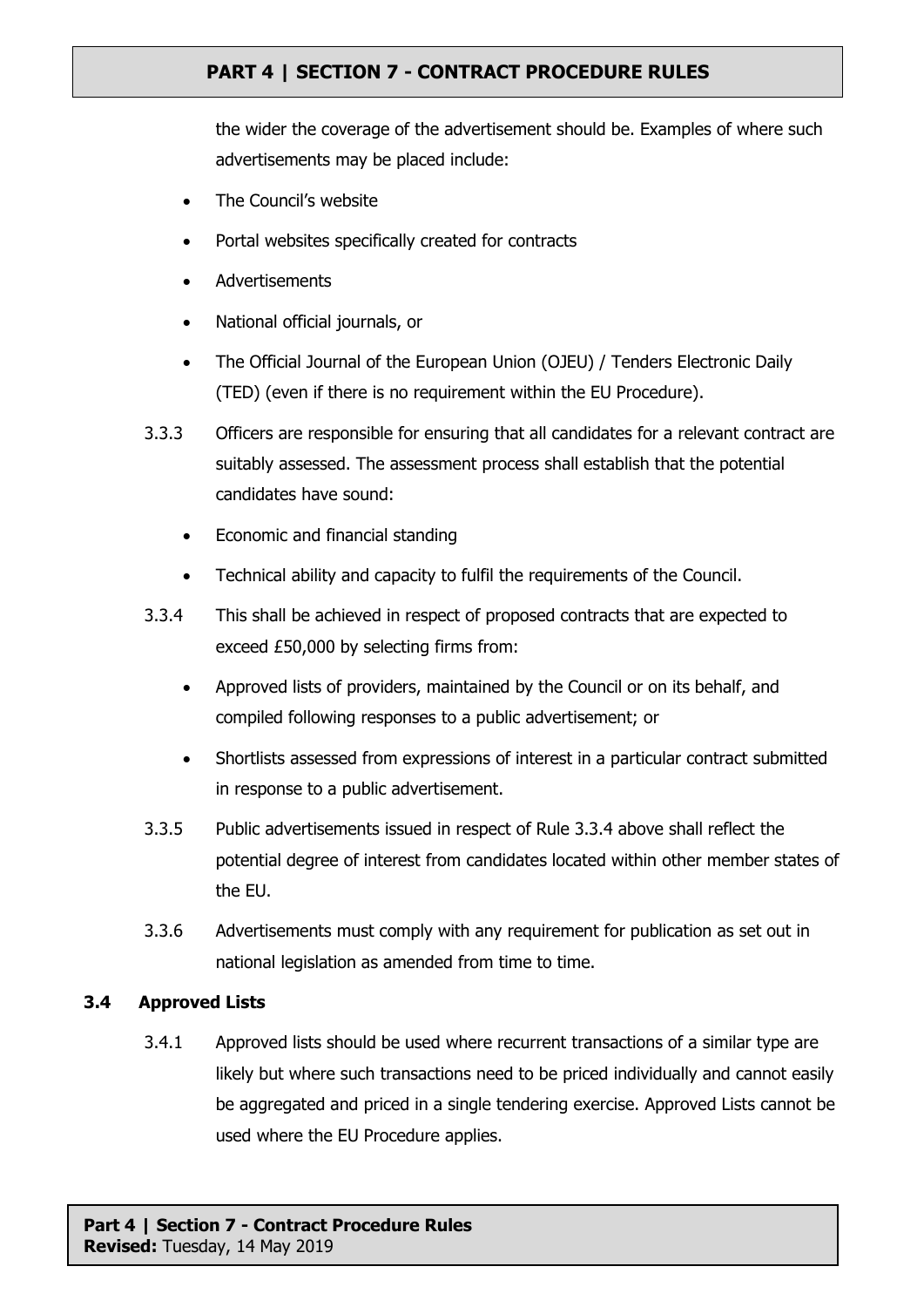the wider the coverage of the advertisement should be. Examples of where such advertisements may be placed include:

- The Council's website
- Portal websites specifically created for contracts
- Advertisements
- National official journals, or
- The Official Journal of the European Union (OJEU) / Tenders Electronic Daily (TED) (even if there is no requirement within the EU Procedure).

3.3.3 Officers are responsible for ensuring that all candidates for a relevant contract are suitably assessed. The assessment process shall establish that the potential candidates have sound:

- Economic and financial standing
- Technical ability and capacity to fulfil the requirements of the Council.

3.3.4 This shall be achieved in respect of proposed contracts that are expected to exceed £50,000 by selecting firms from:

- Approved lists of providers, maintained by the Council or on its behalf, and compiled following responses to a public advertisement; or
- Shortlists assessed from expressions of interest in a particular contract submitted in response to a public advertisement.

3.3.5 Public advertisements issued in respect of Rule 3.3.4 above shall reflect the potential degree of interest from candidates located within other member states of the EU.

3.3.6 Advertisements must comply with any requirement for publication as set out in national legislation as amended from time to time.

### 3.4 Approved Lists

3.4.1 Approved lists should be used where recurrent transactions of a similar type are likely but where such transactions need to be priced individually and cannot easily be aggregated and priced in a single tendering exercise. Approved Lists cannot be used where the EU Procedure applies.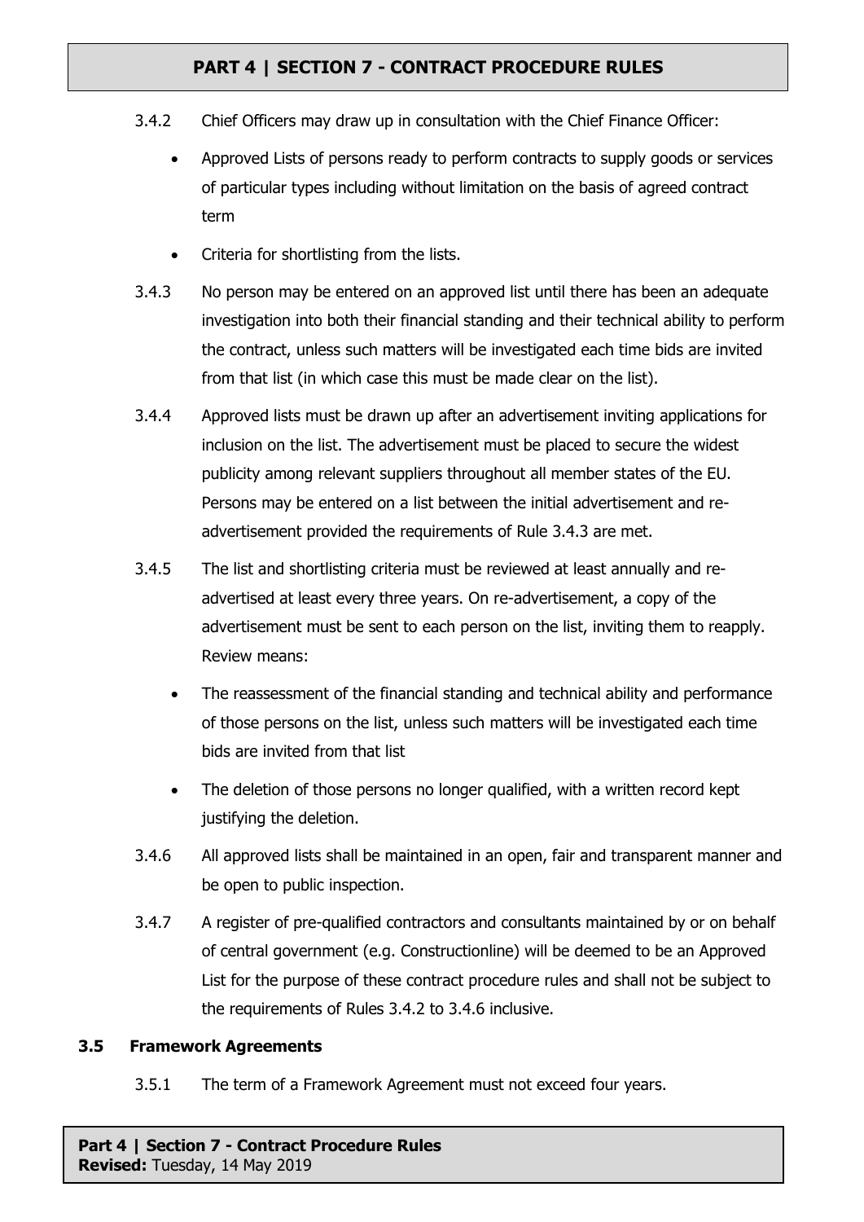3.4.2 Chief Officers may draw up in consultation with the Chief Finance Officer:

- Approved Lists of persons ready to perform contracts to supply goods or services of particular types including without limitation on the basis of agreed contract term
- Criteria for shortlisting from the lists.

3.4.3 No person may be entered on an approved list until there has been an adequate investigation into both their financial standing and their technical ability to perform the contract, unless such matters will be investigated each time bids are invited from that list (in which case this must be made clear on the list).

3.4.4 Approved lists must be drawn up after an advertisement inviting applications for inclusion on the list. The advertisement must be placed to secure the widest publicity among relevant suppliers throughout all member states of the EU. Persons may be entered on a list between the initial advertisement and re-advertisement provided the requirements of Rule 3.4.3 are met.

3.4.5 The list and shortlisting criteria must be reviewed at least annually and re-advertised at least every three years. On re-advertisement, a copy of the advertisement must be sent to each person on the list, inviting them to reapply. Review means:

- The reassessment of the financial standing and technical ability and performance of those persons on the list, unless such matters will be investigated each time bids are invited from that list
- The deletion of those persons no longer qualified, with a written record kept justifying the deletion.

3.4.6 All approved lists shall be maintained in an open, fair and transparent manner and be open to public inspection.

3.4.7 A register of pre-qualified contractors and consultants maintained by or on behalf of central government (e.g. Constructionline) will be deemed to be an Approved List for the purpose of these contract procedure rules and shall not be subject to the requirements of Rules 3.4.2 to 3.4.6 inclusive.

### 3.5 Framework Agreements

3.5.1 The term of a Framework Agreement must not exceed four years.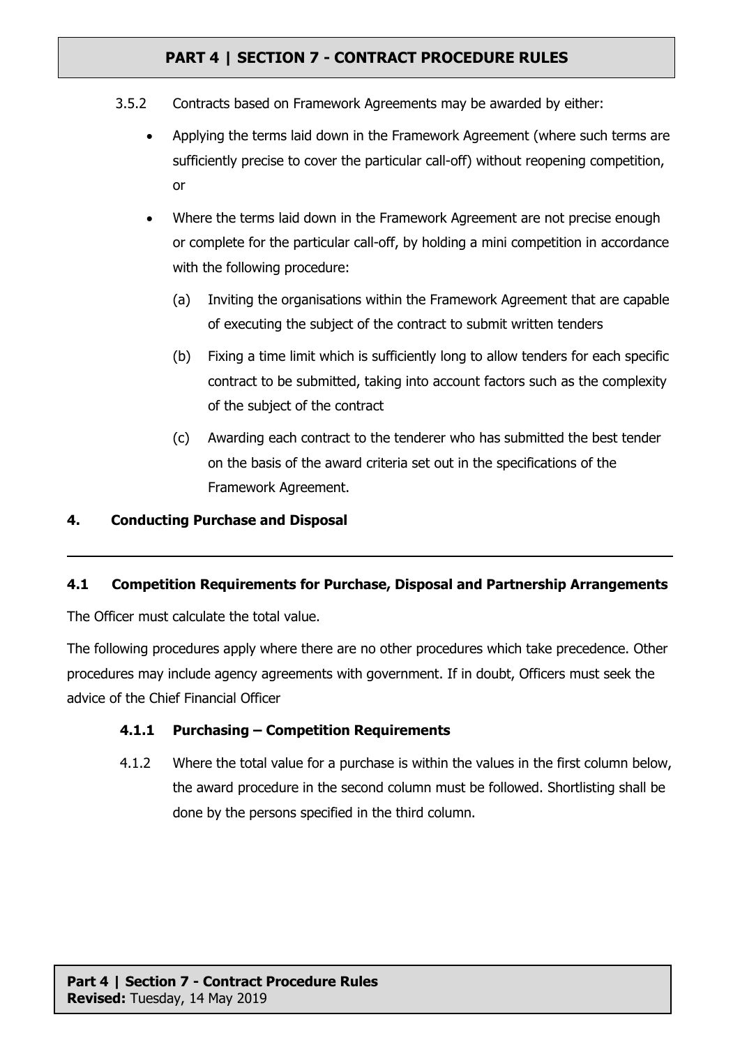3.5.2 Contracts based on Framework Agreements may be awarded by either:

- Applying the terms laid down in the Framework Agreement (where such terms are sufficiently precise to cover the particular call-off) without reopening competition, or
- Where the terms laid down in the Framework Agreement are not precise enough or complete for the particular call-off, by holding a mini competition in accordance with the following procedure:
  - (a) Inviting the organisations within the Framework Agreement that are capable of executing the subject of the contract to submit written tenders
  - (b) Fixing a time limit which is sufficiently long to allow tenders for each specific contract to be submitted, taking into account factors such as the complexity of the subject of the contract
  - (c) Awarding each contract to the tenderer who has submitted the best tender on the basis of the award criteria set out in the specifications of the Framework Agreement.

## 4. Conducting Purchase and Disposal

### 4.1 Competition Requirements for Purchase, Disposal and Partnership Arrangements

The Officer must calculate the total value.

The following procedures apply where there are no other procedures which take precedence. Other procedures may include agency agreements with government. If in doubt, Officers must seek the advice of the Chief Financial Officer

#### 4.1.1 Purchasing – Competition Requirements

4.1.2 Where the total value for a purchase is within the values in the first column below, the award procedure in the second column must be followed. Shortlisting shall be done by the persons specified in the third column.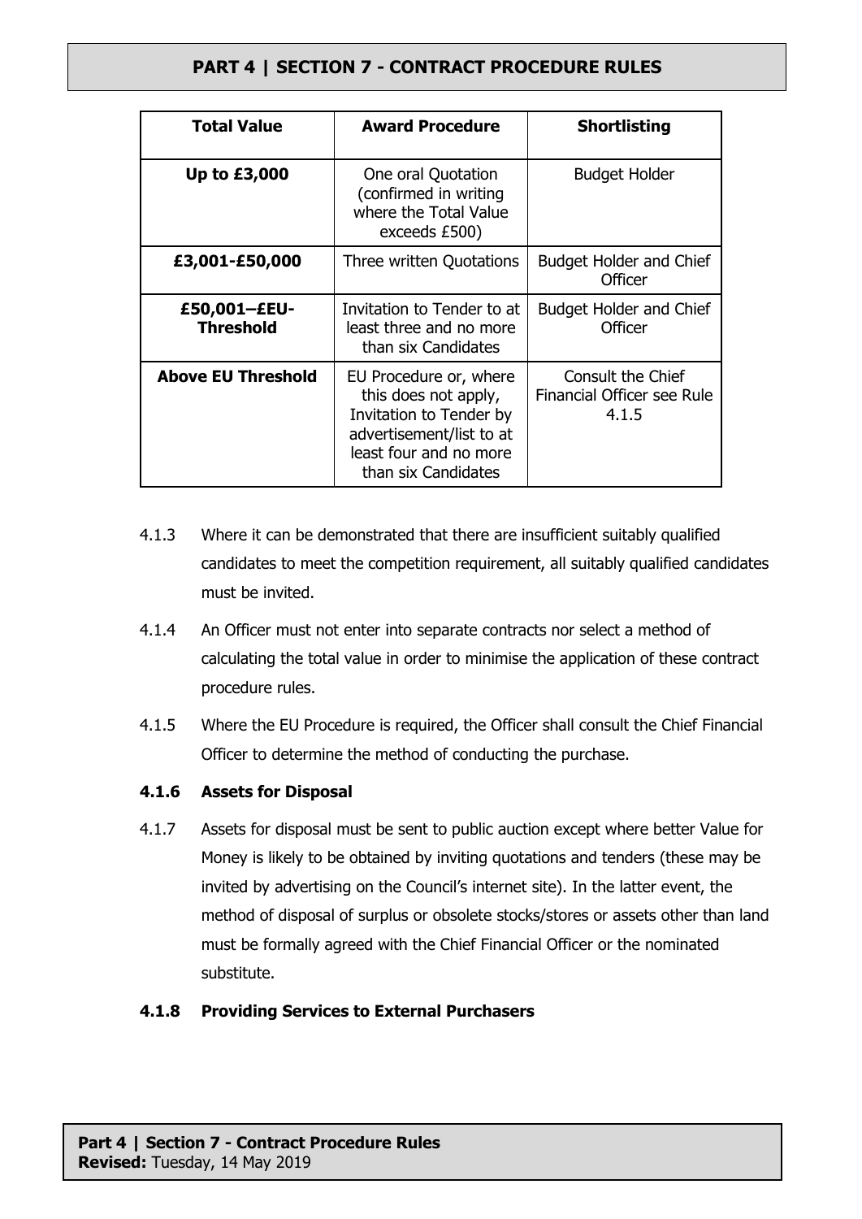| Total Value | Award Procedure | Shortlisting |
| --- | --- | --- |
| **Up to £3,000** | One oral Quotation (confirmed in writing where the Total Value exceeds £500) | Budget Holder |
| **£3,001-£50,000** | Three written Quotations | Budget Holder and Chief Officer |
| **£50,001–£EU-Threshold** | Invitation to Tender to at least three and no more than six Candidates | Budget Holder and Chief Officer |
| **Above EU Threshold** | EU Procedure or, where this does not apply, Invitation to Tender by advertisement/list to at least four and no more than six Candidates | Consult the Chief Financial Officer see Rule 4.1.5 |

4.1.3 Where it can be demonstrated that there are insufficient suitably qualified candidates to meet the competition requirement, all suitably qualified candidates must be invited.

4.1.4 An Officer must not enter into separate contracts nor select a method of calculating the total value in order to minimise the application of these contract procedure rules.

4.1.5 Where the EU Procedure is required, the Officer shall consult the Chief Financial Officer to determine the method of conducting the purchase.

### 4.1.6 Assets for Disposal

4.1.7 Assets for disposal must be sent to public auction except where better Value for Money is likely to be obtained by inviting quotations and tenders (these may be invited by advertising on the Council's internet site). In the latter event, the method of disposal of surplus or obsolete stocks/stores or assets other than land must be formally agreed with the Chief Financial Officer or the nominated substitute.

### 4.1.8 Providing Services to External Purchasers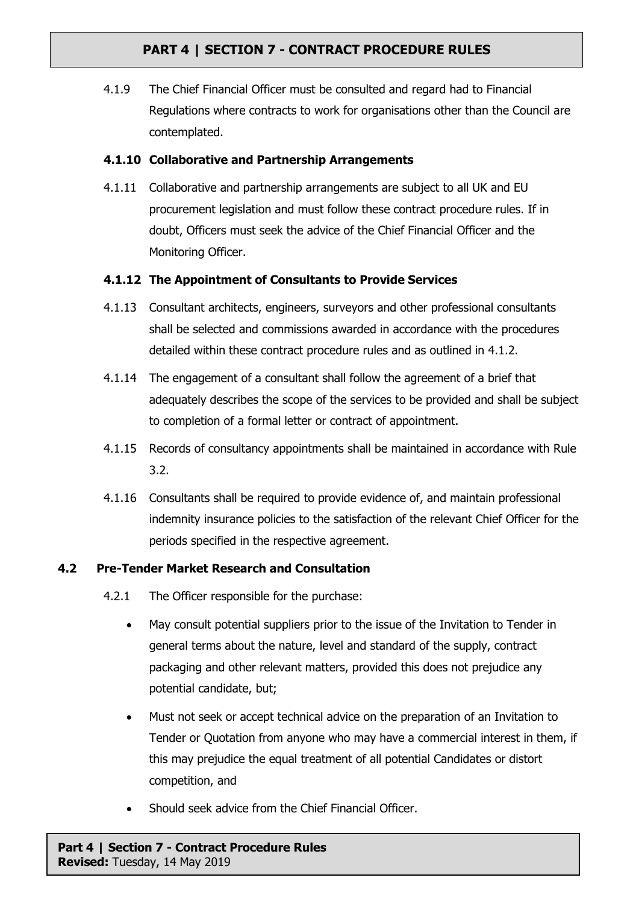4.1.9 The Chief Financial Officer must be consulted and regard had to Financial Regulations where contracts to work for organisations other than the Council are contemplated.

**4.1.10 Collaborative and Partnership Arrangements**

4.1.11 Collaborative and partnership arrangements are subject to all UK and EU procurement legislation and must follow these contract procedure rules. If in doubt, Officers must seek the advice of the Chief Financial Officer and the Monitoring Officer.

**4.1.12 The Appointment of Consultants to Provide Services**

4.1.13 Consultant architects, engineers, surveyors and other professional consultants shall be selected and commissions awarded in accordance with the procedures detailed within these contract procedure rules and as outlined in 4.1.2.

4.1.14 The engagement of a consultant shall follow the agreement of a brief that adequately describes the scope of the services to be provided and shall be subject to completion of a formal letter or contract of appointment.

4.1.15 Records of consultancy appointments shall be maintained in accordance with Rule 3.2.

4.1.16 Consultants shall be required to provide evidence of, and maintain professional indemnity insurance policies to the satisfaction of the relevant Chief Officer for the periods specified in the respective agreement.

### 4.2 Pre-Tender Market Research and Consultation

4.2.1 The Officer responsible for the purchase:

- May consult potential suppliers prior to the issue of the Invitation to Tender in general terms about the nature, level and standard of the supply, contract packaging and other relevant matters, provided this does not prejudice any potential candidate, but;
- Must not seek or accept technical advice on the preparation of an Invitation to Tender or Quotation from anyone who may have a commercial interest in them, if this may prejudice the equal treatment of all potential Candidates or distort competition, and
- Should seek advice from the Chief Financial Officer.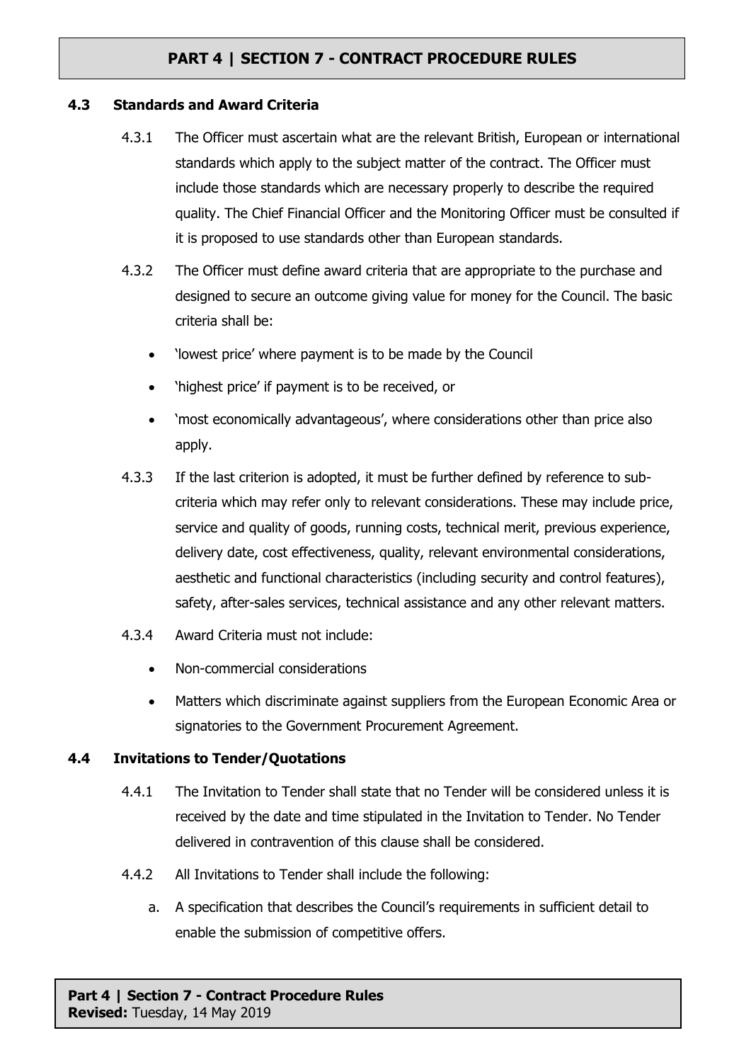### 4.3 Standards and Award Criteria

4.3.1 The Officer must ascertain what are the relevant British, European or international standards which apply to the subject matter of the contract. The Officer must include those standards which are necessary properly to describe the required quality. The Chief Financial Officer and the Monitoring Officer must be consulted if it is proposed to use standards other than European standards.

4.3.2 The Officer must define award criteria that are appropriate to the purchase and designed to secure an outcome giving value for money for the Council. The basic criteria shall be:

- 'lowest price' where payment is to be made by the Council
- 'highest price' if payment is to be received, or
- 'most economically advantageous', where considerations other than price also apply.

4.3.3 If the last criterion is adopted, it must be further defined by reference to sub-criteria which may refer only to relevant considerations. These may include price, service and quality of goods, running costs, technical merit, previous experience, delivery date, cost effectiveness, quality, relevant environmental considerations, aesthetic and functional characteristics (including security and control features), safety, after-sales services, technical assistance and any other relevant matters.

4.3.4 Award Criteria must not include:

- Non-commercial considerations
- Matters which discriminate against suppliers from the European Economic Area or signatories to the Government Procurement Agreement.

### 4.4 Invitations to Tender/Quotations

4.4.1 The Invitation to Tender shall state that no Tender will be considered unless it is received by the date and time stipulated in the Invitation to Tender. No Tender delivered in contravention of this clause shall be considered.

4.4.2 All Invitations to Tender shall include the following:

a. A specification that describes the Council's requirements in sufficient detail to enable the submission of competitive offers.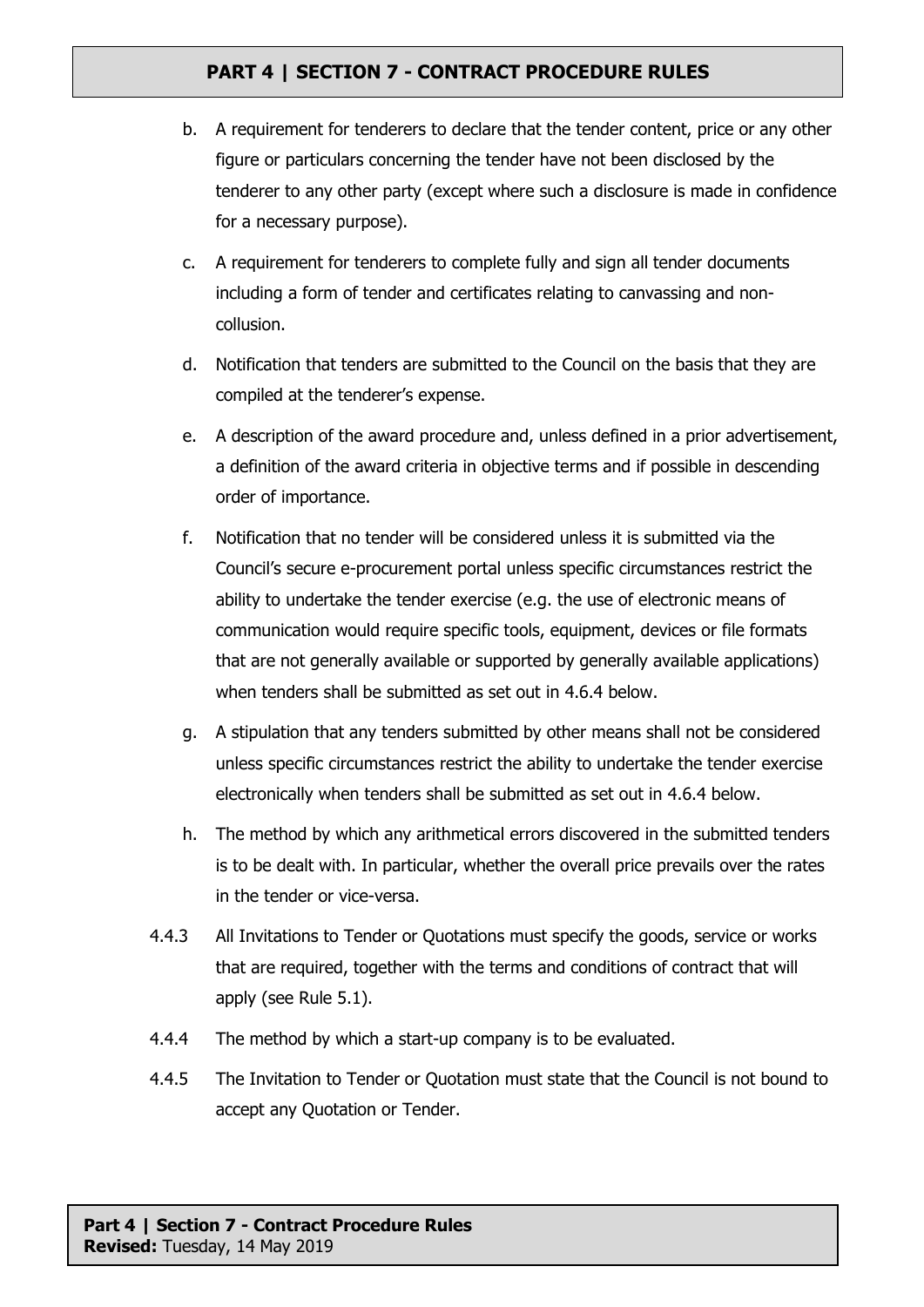b. A requirement for tenderers to declare that the tender content, price or any other figure or particulars concerning the tender have not been disclosed by the tenderer to any other party (except where such a disclosure is made in confidence for a necessary purpose).

c. A requirement for tenderers to complete fully and sign all tender documents including a form of tender and certificates relating to canvassing and non-collusion.

d. Notification that tenders are submitted to the Council on the basis that they are compiled at the tenderer's expense.

e. A description of the award procedure and, unless defined in a prior advertisement, a definition of the award criteria in objective terms and if possible in descending order of importance.

f. Notification that no tender will be considered unless it is submitted via the Council's secure e-procurement portal unless specific circumstances restrict the ability to undertake the tender exercise (e.g. the use of electronic means of communication would require specific tools, equipment, devices or file formats that are not generally available or supported by generally available applications) when tenders shall be submitted as set out in 4.6.4 below.

g. A stipulation that any tenders submitted by other means shall not be considered unless specific circumstances restrict the ability to undertake the tender exercise electronically when tenders shall be submitted as set out in 4.6.4 below.

h. The method by which any arithmetical errors discovered in the submitted tenders is to be dealt with. In particular, whether the overall price prevails over the rates in the tender or vice-versa.

4.4.3 All Invitations to Tender or Quotations must specify the goods, service or works that are required, together with the terms and conditions of contract that will apply (see Rule 5.1).

4.4.4 The method by which a start-up company is to be evaluated.

4.4.5 The Invitation to Tender or Quotation must state that the Council is not bound to accept any Quotation or Tender.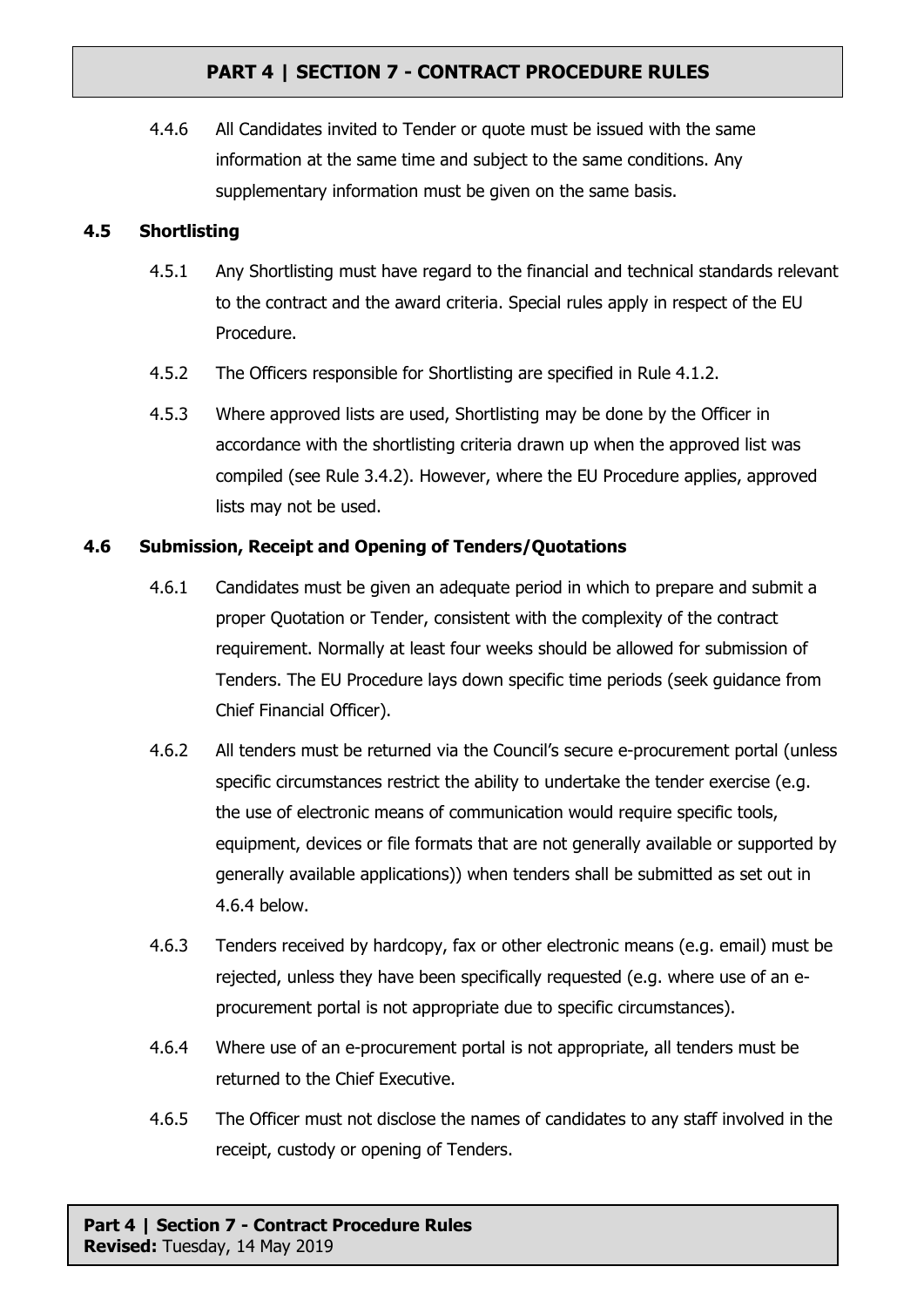4.4.6 All Candidates invited to Tender or quote must be issued with the same information at the same time and subject to the same conditions. Any supplementary information must be given on the same basis.

### 4.5 Shortlisting

4.5.1 Any Shortlisting must have regard to the financial and technical standards relevant to the contract and the award criteria. Special rules apply in respect of the EU Procedure.

4.5.2 The Officers responsible for Shortlisting are specified in Rule 4.1.2.

4.5.3 Where approved lists are used, Shortlisting may be done by the Officer in accordance with the shortlisting criteria drawn up when the approved list was compiled (see Rule 3.4.2). However, where the EU Procedure applies, approved lists may not be used.

### 4.6 Submission, Receipt and Opening of Tenders/Quotations

4.6.1 Candidates must be given an adequate period in which to prepare and submit a proper Quotation or Tender, consistent with the complexity of the contract requirement. Normally at least four weeks should be allowed for submission of Tenders. The EU Procedure lays down specific time periods (seek guidance from Chief Financial Officer).

4.6.2 All tenders must be returned via the Council's secure e-procurement portal (unless specific circumstances restrict the ability to undertake the tender exercise (e.g. the use of electronic means of communication would require specific tools, equipment, devices or file formats that are not generally available or supported by generally available applications)) when tenders shall be submitted as set out in 4.6.4 below.

4.6.3 Tenders received by hardcopy, fax or other electronic means (e.g. email) must be rejected, unless they have been specifically requested (e.g. where use of an e-procurement portal is not appropriate due to specific circumstances).

4.6.4 Where use of an e-procurement portal is not appropriate, all tenders must be returned to the Chief Executive.

4.6.5 The Officer must not disclose the names of candidates to any staff involved in the receipt, custody or opening of Tenders.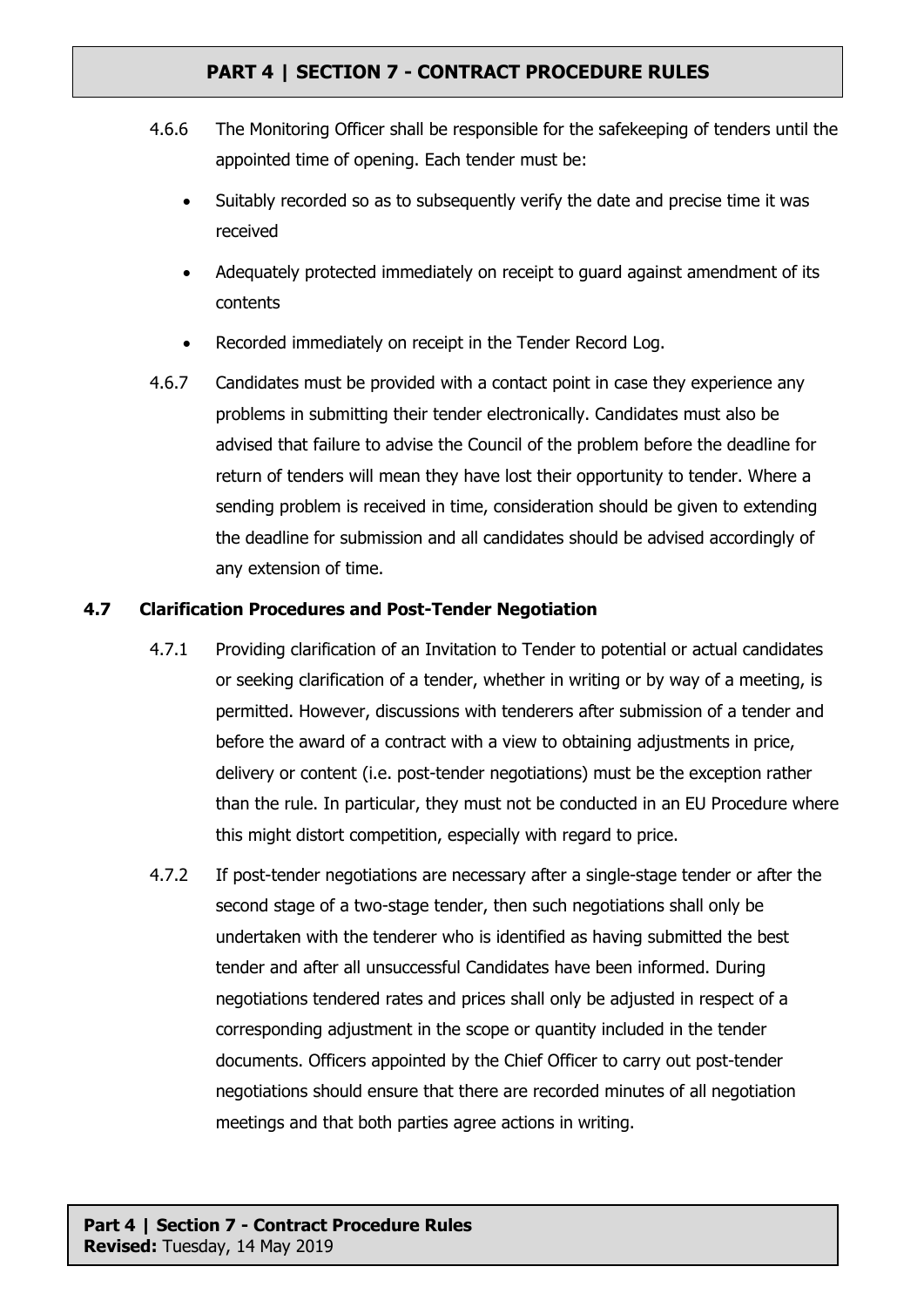4.6.6 The Monitoring Officer shall be responsible for the safekeeping of tenders until the appointed time of opening. Each tender must be:

- Suitably recorded so as to subsequently verify the date and precise time it was received
- Adequately protected immediately on receipt to guard against amendment of its contents
- Recorded immediately on receipt in the Tender Record Log.

4.6.7 Candidates must be provided with a contact point in case they experience any problems in submitting their tender electronically. Candidates must also be advised that failure to advise the Council of the problem before the deadline for return of tenders will mean they have lost their opportunity to tender. Where a sending problem is received in time, consideration should be given to extending the deadline for submission and all candidates should be advised accordingly of any extension of time.

### 4.7 Clarification Procedures and Post-Tender Negotiation

4.7.1 Providing clarification of an Invitation to Tender to potential or actual candidates or seeking clarification of a tender, whether in writing or by way of a meeting, is permitted. However, discussions with tenderers after submission of a tender and before the award of a contract with a view to obtaining adjustments in price, delivery or content (i.e. post-tender negotiations) must be the exception rather than the rule. In particular, they must not be conducted in an EU Procedure where this might distort competition, especially with regard to price.

4.7.2 If post-tender negotiations are necessary after a single-stage tender or after the second stage of a two-stage tender, then such negotiations shall only be undertaken with the tenderer who is identified as having submitted the best tender and after all unsuccessful Candidates have been informed. During negotiations tendered rates and prices shall only be adjusted in respect of a corresponding adjustment in the scope or quantity included in the tender documents. Officers appointed by the Chief Officer to carry out post-tender negotiations should ensure that there are recorded minutes of all negotiation meetings and that both parties agree actions in writing.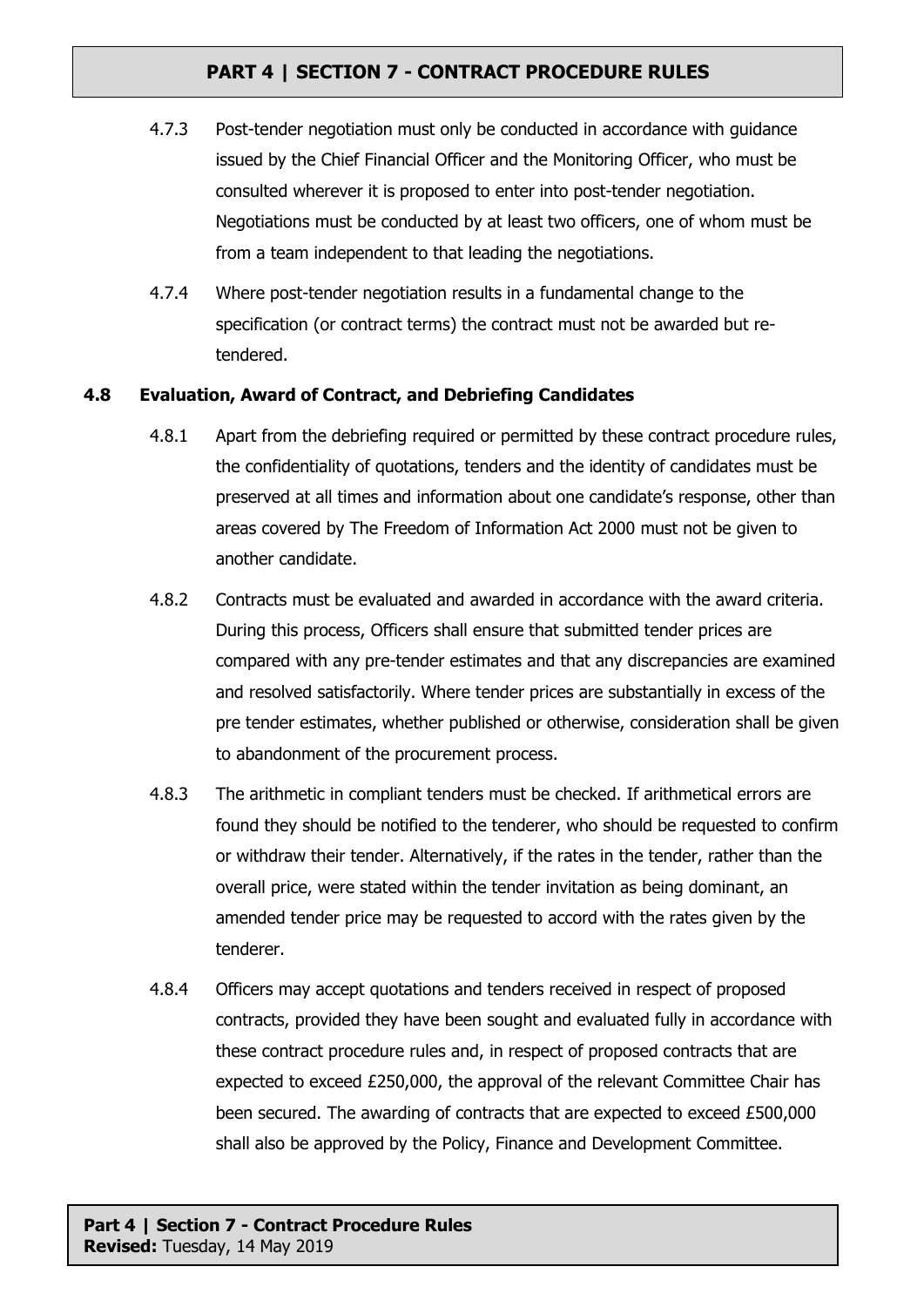4.7.3 Post-tender negotiation must only be conducted in accordance with guidance issued by the Chief Financial Officer and the Monitoring Officer, who must be consulted wherever it is proposed to enter into post-tender negotiation. Negotiations must be conducted by at least two officers, one of whom must be from a team independent to that leading the negotiations.

4.7.4 Where post-tender negotiation results in a fundamental change to the specification (or contract terms) the contract must not be awarded but re-tendered.

### 4.8 Evaluation, Award of Contract, and Debriefing Candidates

4.8.1 Apart from the debriefing required or permitted by these contract procedure rules, the confidentiality of quotations, tenders and the identity of candidates must be preserved at all times and information about one candidate's response, other than areas covered by The Freedom of Information Act 2000 must not be given to another candidate.

4.8.2 Contracts must be evaluated and awarded in accordance with the award criteria. During this process, Officers shall ensure that submitted tender prices are compared with any pre-tender estimates and that any discrepancies are examined and resolved satisfactorily. Where tender prices are substantially in excess of the pre tender estimates, whether published or otherwise, consideration shall be given to abandonment of the procurement process.

4.8.3 The arithmetic in compliant tenders must be checked. If arithmetical errors are found they should be notified to the tenderer, who should be requested to confirm or withdraw their tender. Alternatively, if the rates in the tender, rather than the overall price, were stated within the tender invitation as being dominant, an amended tender price may be requested to accord with the rates given by the tenderer.

4.8.4 Officers may accept quotations and tenders received in respect of proposed contracts, provided they have been sought and evaluated fully in accordance with these contract procedure rules and, in respect of proposed contracts that are expected to exceed £250,000, the approval of the relevant Committee Chair has been secured. The awarding of contracts that are expected to exceed £500,000 shall also be approved by the Policy, Finance and Development Committee.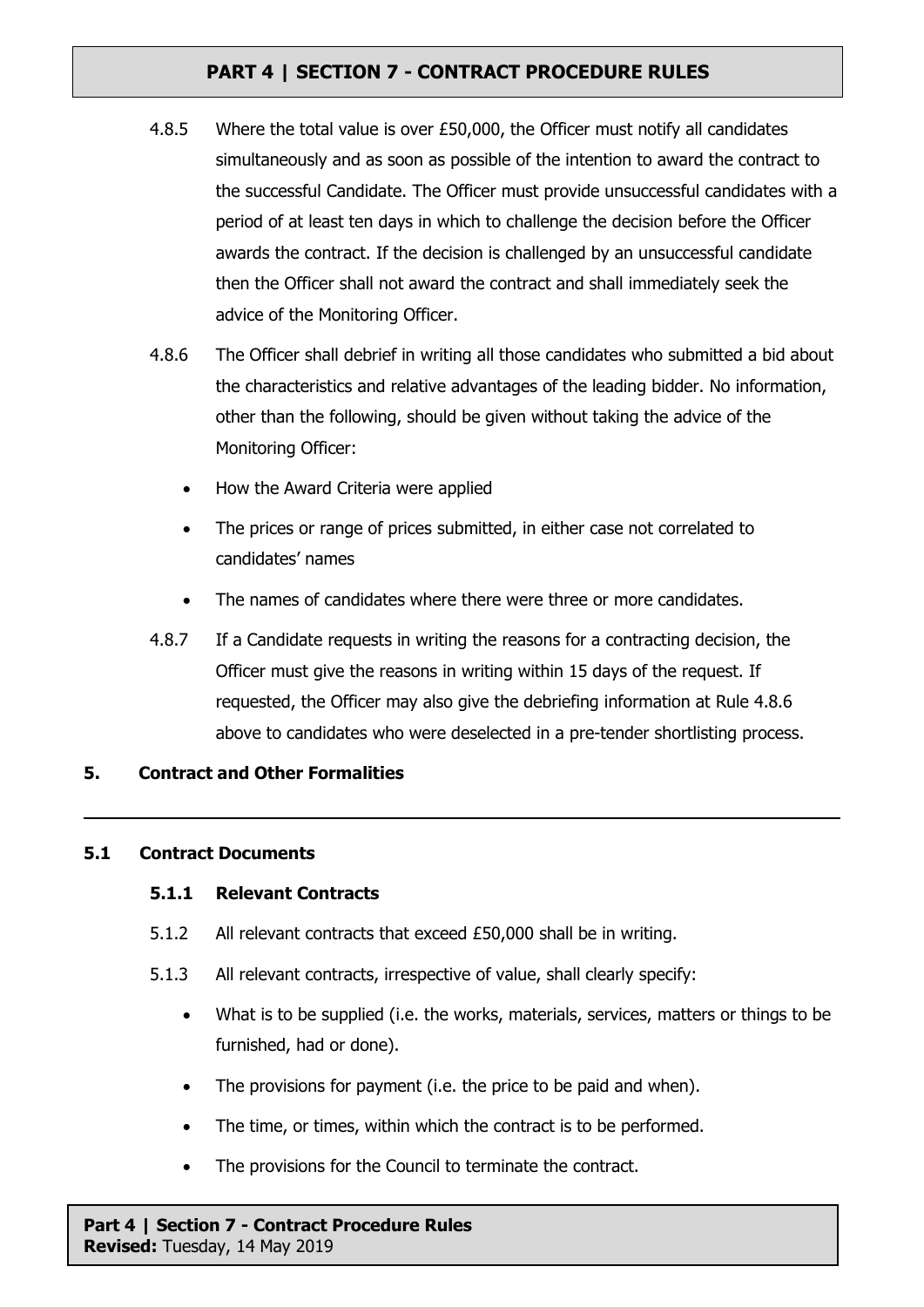4.8.5 Where the total value is over £50,000, the Officer must notify all candidates simultaneously and as soon as possible of the intention to award the contract to the successful Candidate. The Officer must provide unsuccessful candidates with a period of at least ten days in which to challenge the decision before the Officer awards the contract. If the decision is challenged by an unsuccessful candidate then the Officer shall not award the contract and shall immediately seek the advice of the Monitoring Officer.

4.8.6 The Officer shall debrief in writing all those candidates who submitted a bid about the characteristics and relative advantages of the leading bidder. No information, other than the following, should be given without taking the advice of the Monitoring Officer:

- How the Award Criteria were applied
- The prices or range of prices submitted, in either case not correlated to candidates' names
- The names of candidates where there were three or more candidates.

4.8.7 If a Candidate requests in writing the reasons for a contracting decision, the Officer must give the reasons in writing within 15 days of the request. If requested, the Officer may also give the debriefing information at Rule 4.8.6 above to candidates who were deselected in a pre-tender shortlisting process.

## 5. Contract and Other Formalities

---

### 5.1 Contract Documents

#### 5.1.1 Relevant Contracts

5.1.2 All relevant contracts that exceed £50,000 shall be in writing.

5.1.3 All relevant contracts, irrespective of value, shall clearly specify:

- What is to be supplied (i.e. the works, materials, services, matters or things to be furnished, had or done).
- The provisions for payment (i.e. the price to be paid and when).
- The time, or times, within which the contract is to be performed.
- The provisions for the Council to terminate the contract.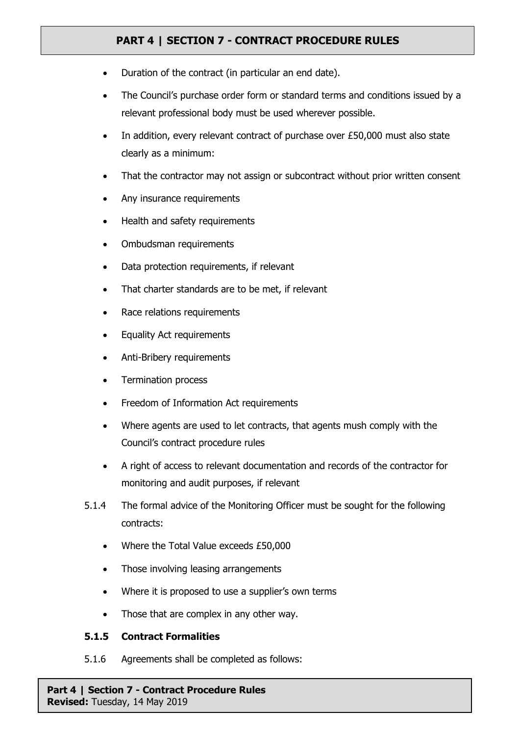- Duration of the contract (in particular an end date).
- The Council's purchase order form or standard terms and conditions issued by a relevant professional body must be used wherever possible.
- In addition, every relevant contract of purchase over £50,000 must also state clearly as a minimum:
- That the contractor may not assign or subcontract without prior written consent
- Any insurance requirements
- Health and safety requirements
- Ombudsman requirements
- Data protection requirements, if relevant
- That charter standards are to be met, if relevant
- Race relations requirements
- Equality Act requirements
- Anti-Bribery requirements
- Termination process
- Freedom of Information Act requirements
- Where agents are used to let contracts, that agents mush comply with the Council's contract procedure rules
- A right of access to relevant documentation and records of the contractor for monitoring and audit purposes, if relevant

5.1.4 The formal advice of the Monitoring Officer must be sought for the following contracts:

- Where the Total Value exceeds £50,000
- Those involving leasing arrangements
- Where it is proposed to use a supplier's own terms
- Those that are complex in any other way.

**5.1.5 Contract Formalities**

5.1.6 Agreements shall be completed as follows: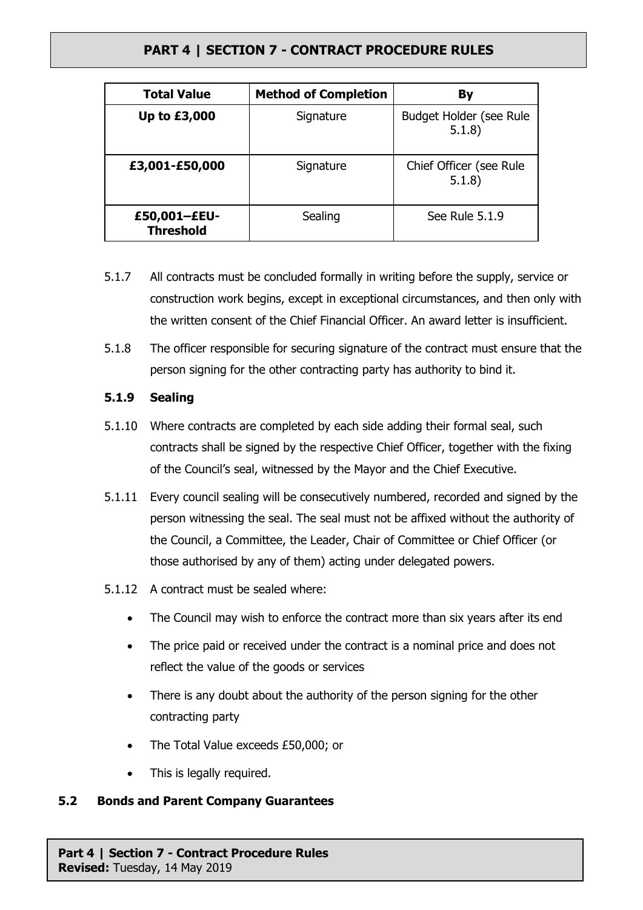| Total Value | Method of Completion | By |
|---|---|---|
| **Up to £3,000** | Signature | Budget Holder (see Rule 5.1.8) |
| **£3,001-£50,000** | Signature | Chief Officer (see Rule 5.1.8) |
| **£50,001–£EU-Threshold** | Sealing | See Rule 5.1.9 |

5.1.7 All contracts must be concluded formally in writing before the supply, service or construction work begins, except in exceptional circumstances, and then only with the written consent of the Chief Financial Officer. An award letter is insufficient.

5.1.8 The officer responsible for securing signature of the contract must ensure that the person signing for the other contracting party has authority to bind it.

**5.1.9 Sealing**

5.1.10 Where contracts are completed by each side adding their formal seal, such contracts shall be signed by the respective Chief Officer, together with the fixing of the Council's seal, witnessed by the Mayor and the Chief Executive.

5.1.11 Every council sealing will be consecutively numbered, recorded and signed by the person witnessing the seal. The seal must not be affixed without the authority of the Council, a Committee, the Leader, Chair of Committee or Chief Officer (or those authorised by any of them) acting under delegated powers.

5.1.12 A contract must be sealed where:

- The Council may wish to enforce the contract more than six years after its end
- The price paid or received under the contract is a nominal price and does not reflect the value of the goods or services
- There is any doubt about the authority of the person signing for the other contracting party
- The Total Value exceeds £50,000; or
- This is legally required.

**5.2 Bonds and Parent Company Guarantees**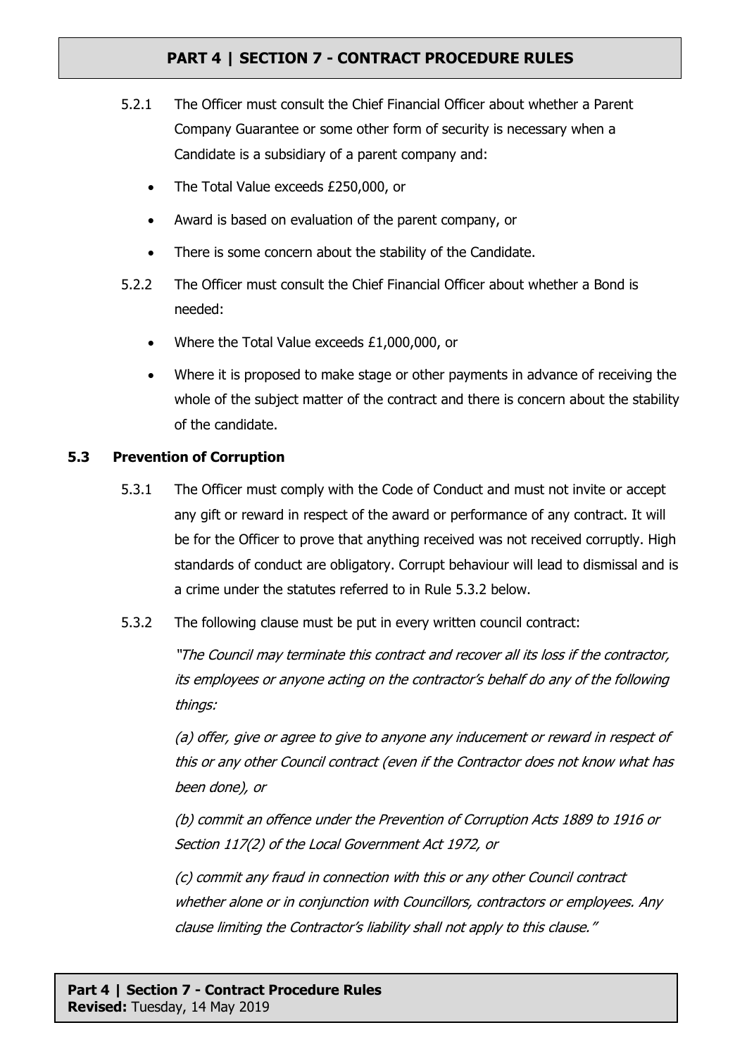5.2.1 The Officer must consult the Chief Financial Officer about whether a Parent Company Guarantee or some other form of security is necessary when a Candidate is a subsidiary of a parent company and:

- The Total Value exceeds £250,000, or
- Award is based on evaluation of the parent company, or
- There is some concern about the stability of the Candidate.

5.2.2 The Officer must consult the Chief Financial Officer about whether a Bond is needed:

- Where the Total Value exceeds £1,000,000, or
- Where it is proposed to make stage or other payments in advance of receiving the whole of the subject matter of the contract and there is concern about the stability of the candidate.

### 5.3 Prevention of Corruption

5.3.1 The Officer must comply with the Code of Conduct and must not invite or accept any gift or reward in respect of the award or performance of any contract. It will be for the Officer to prove that anything received was not received corruptly. High standards of conduct are obligatory. Corrupt behaviour will lead to dismissal and is a crime under the statutes referred to in Rule 5.3.2 below.

5.3.2 The following clause must be put in every written council contract:

*"The Council may terminate this contract and recover all its loss if the contractor, its employees or anyone acting on the contractor's behalf do any of the following things:*

*(a) offer, give or agree to give to anyone any inducement or reward in respect of this or any other Council contract (even if the Contractor does not know what has been done), or*

*(b) commit an offence under the Prevention of Corruption Acts 1889 to 1916 or Section 117(2) of the Local Government Act 1972, or*

*(c) commit any fraud in connection with this or any other Council contract whether alone or in conjunction with Councillors, contractors or employees. Any clause limiting the Contractor's liability shall not apply to this clause."*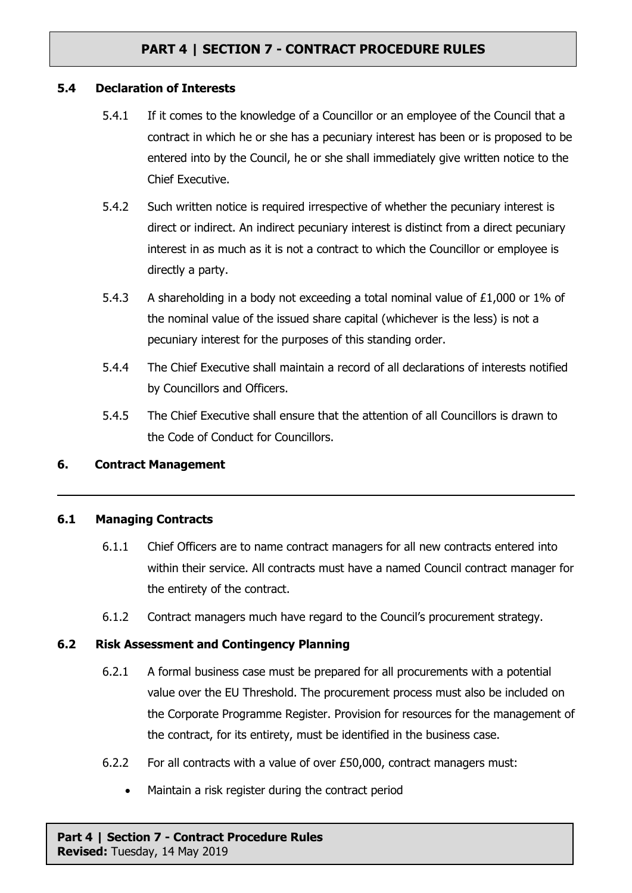### 5.4 Declaration of Interests

5.4.1 If it comes to the knowledge of a Councillor or an employee of the Council that a contract in which he or she has a pecuniary interest has been or is proposed to be entered into by the Council, he or she shall immediately give written notice to the Chief Executive.

5.4.2 Such written notice is required irrespective of whether the pecuniary interest is direct or indirect. An indirect pecuniary interest is distinct from a direct pecuniary interest in as much as it is not a contract to which the Councillor or employee is directly a party.

5.4.3 A shareholding in a body not exceeding a total nominal value of £1,000 or 1% of the nominal value of the issued share capital (whichever is the less) is not a pecuniary interest for the purposes of this standing order.

5.4.4 The Chief Executive shall maintain a record of all declarations of interests notified by Councillors and Officers.

5.4.5 The Chief Executive shall ensure that the attention of all Councillors is drawn to the Code of Conduct for Councillors.

## 6. Contract Management

---

### 6.1 Managing Contracts

6.1.1 Chief Officers are to name contract managers for all new contracts entered into within their service. All contracts must have a named Council contract manager for the entirety of the contract.

6.1.2 Contract managers much have regard to the Council's procurement strategy.

### 6.2 Risk Assessment and Contingency Planning

6.2.1 A formal business case must be prepared for all procurements with a potential value over the EU Threshold. The procurement process must also be included on the Corporate Programme Register. Provision for resources for the management of the contract, for its entirety, must be identified in the business case.

6.2.2 For all contracts with a value of over £50,000, contract managers must:

- Maintain a risk register during the contract period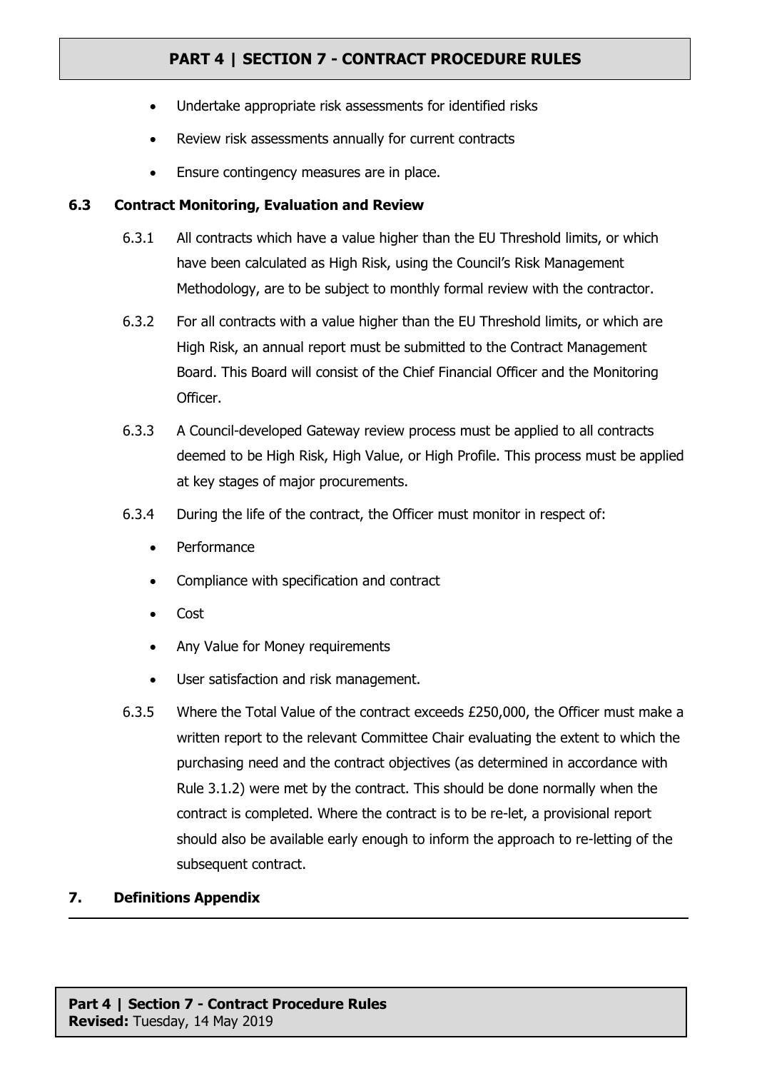- Undertake appropriate risk assessments for identified risks
- Review risk assessments annually for current contracts
- Ensure contingency measures are in place.

### 6.3 Contract Monitoring, Evaluation and Review

6.3.1 All contracts which have a value higher than the EU Threshold limits, or which have been calculated as High Risk, using the Council's Risk Management Methodology, are to be subject to monthly formal review with the contractor.

6.3.2 For all contracts with a value higher than the EU Threshold limits, or which are High Risk, an annual report must be submitted to the Contract Management Board. This Board will consist of the Chief Financial Officer and the Monitoring Officer.

6.3.3 A Council-developed Gateway review process must be applied to all contracts deemed to be High Risk, High Value, or High Profile. This process must be applied at key stages of major procurements.

6.3.4 During the life of the contract, the Officer must monitor in respect of:

- Performance
- Compliance with specification and contract
- Cost
- Any Value for Money requirements
- User satisfaction and risk management.

6.3.5 Where the Total Value of the contract exceeds £250,000, the Officer must make a written report to the relevant Committee Chair evaluating the extent to which the purchasing need and the contract objectives (as determined in accordance with Rule 3.1.2) were met by the contract. This should be done normally when the contract is completed. Where the contract is to be re-let, a provisional report should also be available early enough to inform the approach to re-letting of the subsequent contract.

## 7. Definitions Appendix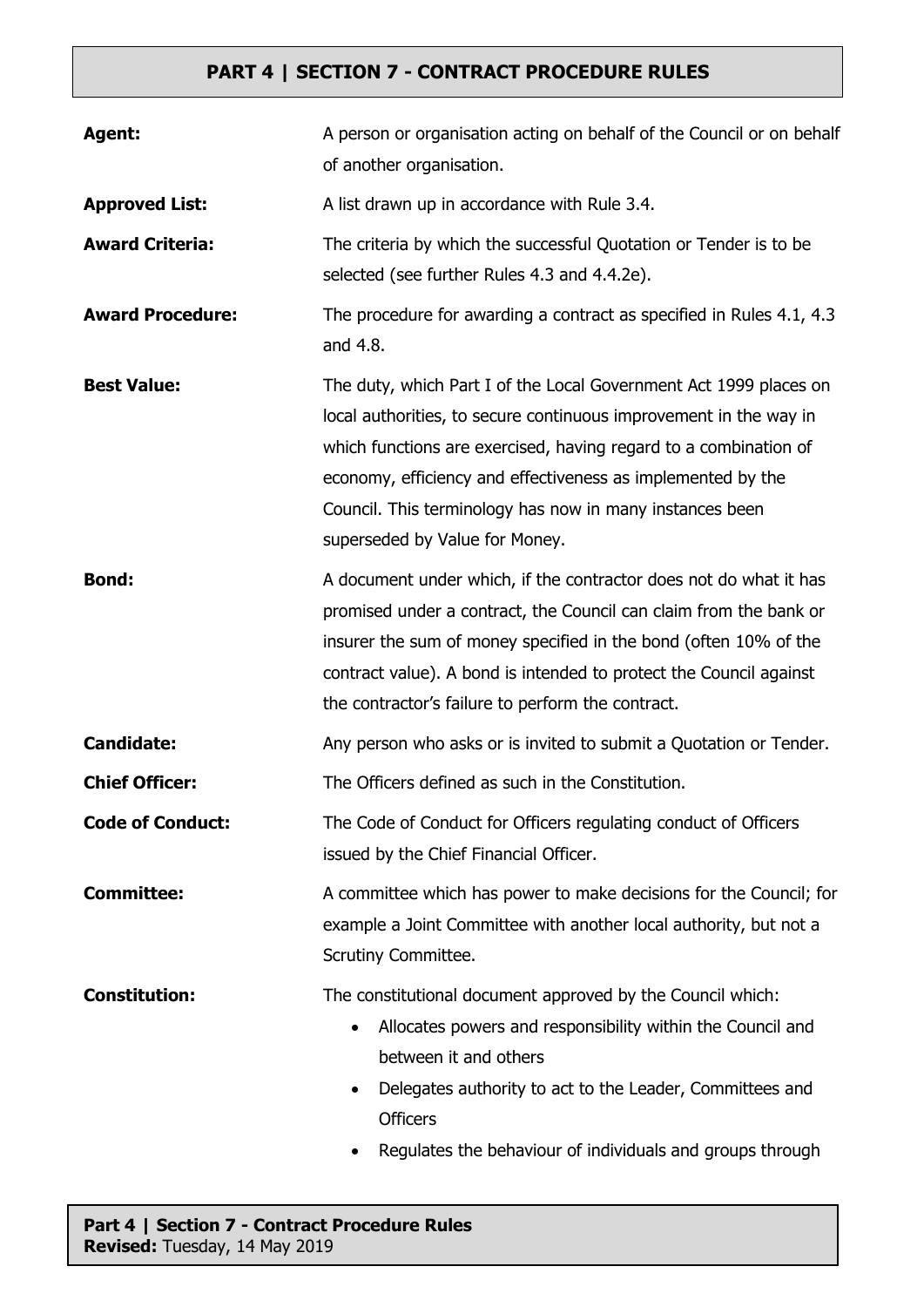**Agent:** A person or organisation acting on behalf of the Council or on behalf of another organisation.

**Approved List:** A list drawn up in accordance with Rule 3.4.

**Award Criteria:** The criteria by which the successful Quotation or Tender is to be selected (see further Rules 4.3 and 4.4.2e).

**Award Procedure:** The procedure for awarding a contract as specified in Rules 4.1, 4.3 and 4.8.

**Best Value:** The duty, which Part I of the Local Government Act 1999 places on local authorities, to secure continuous improvement in the way in which functions are exercised, having regard to a combination of economy, efficiency and effectiveness as implemented by the Council. This terminology has now in many instances been superseded by Value for Money.

**Bond:** A document under which, if the contractor does not do what it has promised under a contract, the Council can claim from the bank or insurer the sum of money specified in the bond (often 10% of the contract value). A bond is intended to protect the Council against the contractor's failure to perform the contract.

**Candidate:** Any person who asks or is invited to submit a Quotation or Tender.

**Chief Officer:** The Officers defined as such in the Constitution.

**Code of Conduct:** The Code of Conduct for Officers regulating conduct of Officers issued by the Chief Financial Officer.

**Committee:** A committee which has power to make decisions for the Council; for example a Joint Committee with another local authority, but not a Scrutiny Committee.

**Constitution:** The constitutional document approved by the Council which:

- Allocates powers and responsibility within the Council and between it and others
- Delegates authority to act to the Leader, Committees and Officers
- Regulates the behaviour of individuals and groups through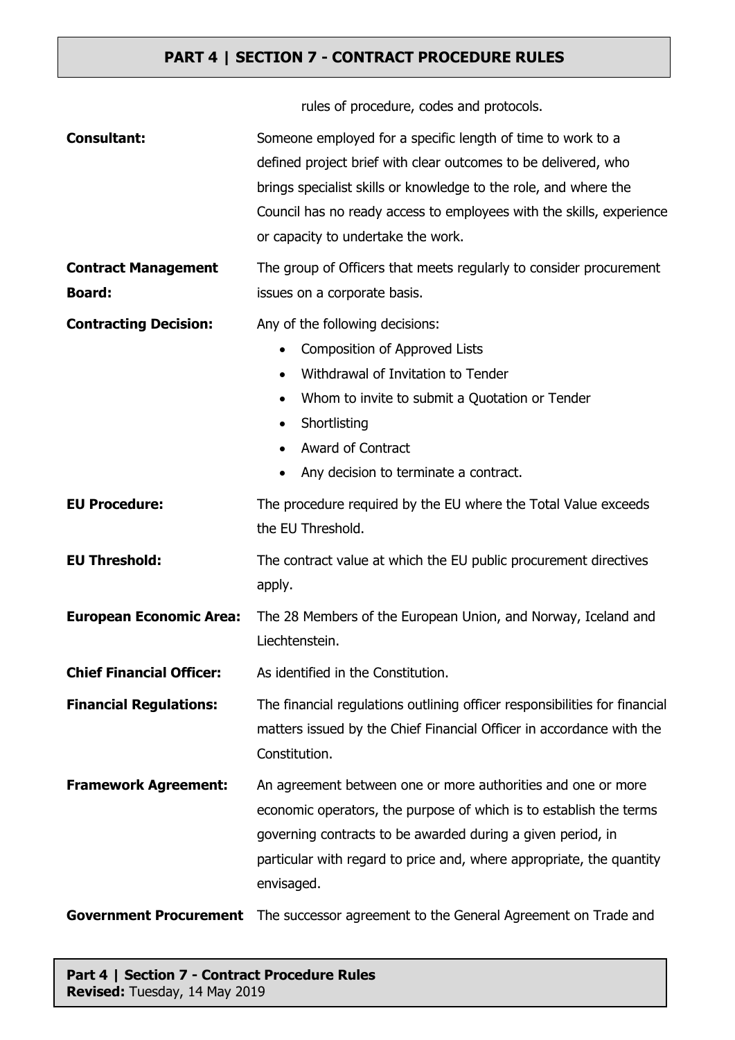rules of procedure, codes and protocols.

**Consultant:** Someone employed for a specific length of time to work to a defined project brief with clear outcomes to be delivered, who brings specialist skills or knowledge to the role, and where the Council has no ready access to employees with the skills, experience or capacity to undertake the work.

**Contract Management Board:** The group of Officers that meets regularly to consider procurement issues on a corporate basis.

**Contracting Decision:** Any of the following decisions:

- Composition of Approved Lists
- Withdrawal of Invitation to Tender
- Whom to invite to submit a Quotation or Tender
- Shortlisting
- Award of Contract
- Any decision to terminate a contract.

**EU Procedure:** The procedure required by the EU where the Total Value exceeds the EU Threshold.

**EU Threshold:** The contract value at which the EU public procurement directives apply.

**European Economic Area:** The 28 Members of the European Union, and Norway, Iceland and Liechtenstein.

**Chief Financial Officer:** As identified in the Constitution.

**Financial Regulations:** The financial regulations outlining officer responsibilities for financial matters issued by the Chief Financial Officer in accordance with the Constitution.

**Framework Agreement:** An agreement between one or more authorities and one or more economic operators, the purpose of which is to establish the terms governing contracts to be awarded during a given period, in particular with regard to price and, where appropriate, the quantity envisaged.

**Government Procurement** The successor agreement to the General Agreement on Trade and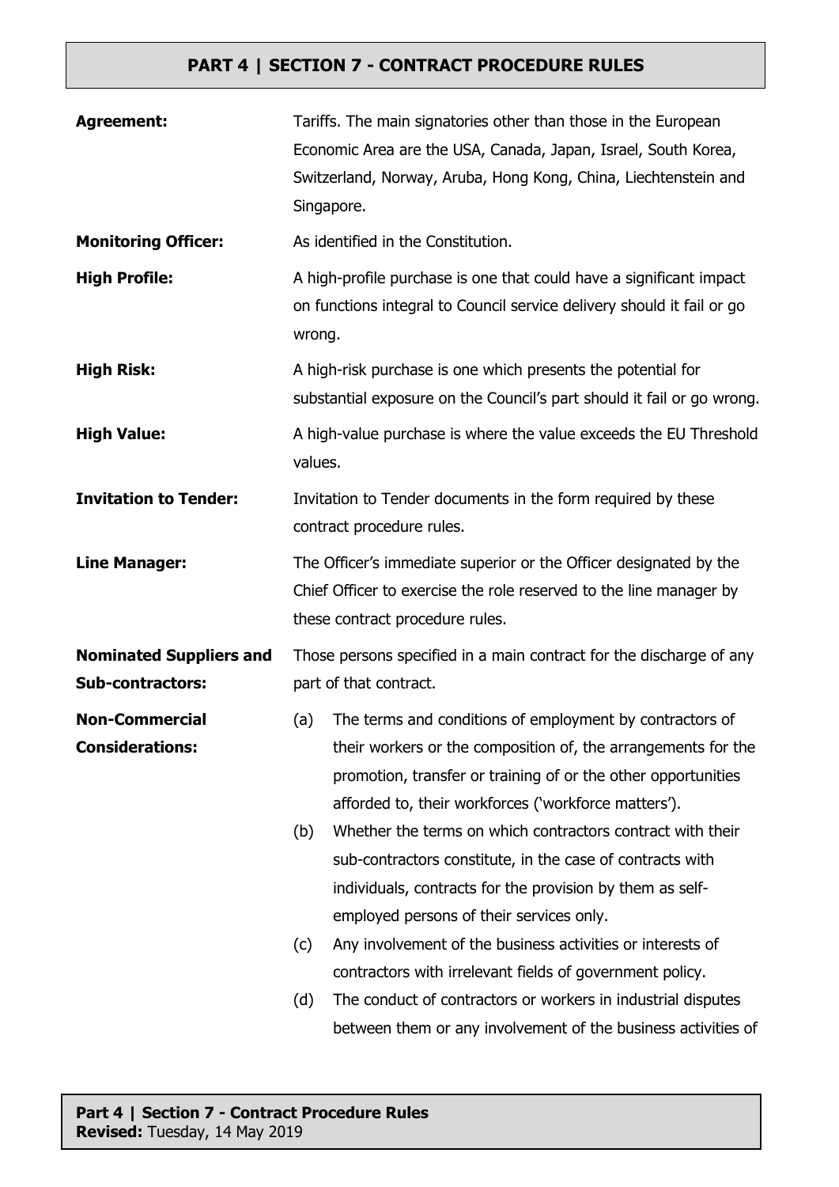**Agreement:** Tariffs. The main signatories other than those in the European Economic Area are the USA, Canada, Japan, Israel, South Korea, Switzerland, Norway, Aruba, Hong Kong, China, Liechtenstein and Singapore.

**Monitoring Officer:** As identified in the Constitution.

**High Profile:** A high-profile purchase is one that could have a significant impact on functions integral to Council service delivery should it fail or go wrong.

**High Risk:** A high-risk purchase is one which presents the potential for substantial exposure on the Council's part should it fail or go wrong.

**High Value:** A high-value purchase is where the value exceeds the EU Threshold values.

**Invitation to Tender:** Invitation to Tender documents in the form required by these contract procedure rules.

**Line Manager:** The Officer's immediate superior or the Officer designated by the Chief Officer to exercise the role reserved to the line manager by these contract procedure rules.

**Nominated Suppliers and Sub-contractors:** Those persons specified in a main contract for the discharge of any part of that contract.

**Non-Commercial Considerations:**

(a) The terms and conditions of employment by contractors of their workers or the composition of, the arrangements for the promotion, transfer or training of or the other opportunities afforded to, their workforces ('workforce matters').

(b) Whether the terms on which contractors contract with their sub-contractors constitute, in the case of contracts with individuals, contracts for the provision by them as self-employed persons of their services only.

(c) Any involvement of the business activities or interests of contractors with irrelevant fields of government policy.

(d) The conduct of contractors or workers in industrial disputes between them or any involvement of the business activities of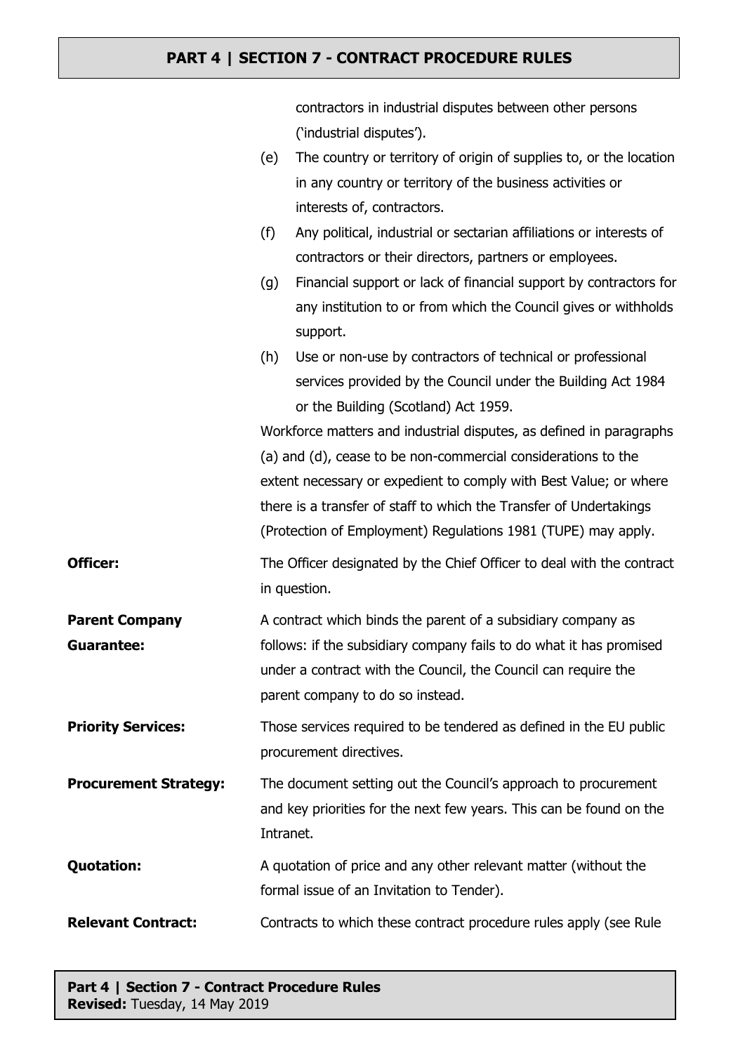contractors in industrial disputes between other persons ('industrial disputes').

(e) The country or territory of origin of supplies to, or the location in any country or territory of the business activities or interests of, contractors.

(f) Any political, industrial or sectarian affiliations or interests of contractors or their directors, partners or employees.

(g) Financial support or lack of financial support by contractors for any institution to or from which the Council gives or withholds support.

(h) Use or non-use by contractors of technical or professional services provided by the Council under the Building Act 1984 or the Building (Scotland) Act 1959.

Workforce matters and industrial disputes, as defined in paragraphs (a) and (d), cease to be non-commercial considerations to the extent necessary or expedient to comply with Best Value; or where there is a transfer of staff to which the Transfer of Undertakings (Protection of Employment) Regulations 1981 (TUPE) may apply.

**Officer:** The Officer designated by the Chief Officer to deal with the contract in question.

**Parent Company Guarantee:** A contract which binds the parent of a subsidiary company as follows: if the subsidiary company fails to do what it has promised under a contract with the Council, the Council can require the parent company to do so instead.

**Priority Services:** Those services required to be tendered as defined in the EU public procurement directives.

**Procurement Strategy:** The document setting out the Council's approach to procurement and key priorities for the next few years. This can be found on the Intranet.

**Quotation:** A quotation of price and any other relevant matter (without the formal issue of an Invitation to Tender).

**Relevant Contract:** Contracts to which these contract procedure rules apply (see Rule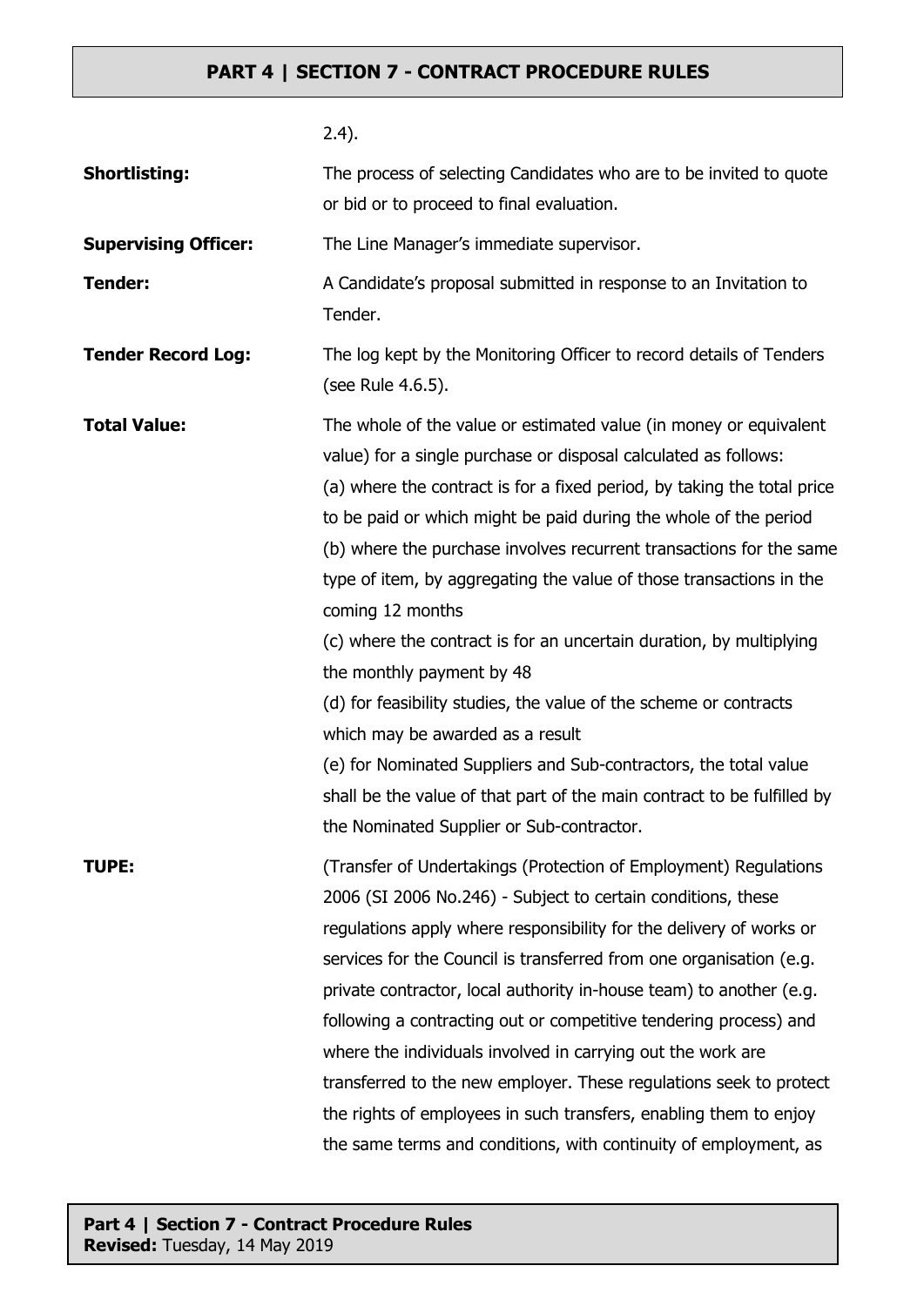2.4).

| | |
|---|---|
| **Shortlisting:** | The process of selecting Candidates who are to be invited to quote or bid or to proceed to final evaluation. |
| **Supervising Officer:** | The Line Manager's immediate supervisor. |
| **Tender:** | A Candidate's proposal submitted in response to an Invitation to Tender. |
| **Tender Record Log:** | The log kept by the Monitoring Officer to record details of Tenders (see Rule 4.6.5). |
| **Total Value:** | The whole of the value or estimated value (in money or equivalent value) for a single purchase or disposal calculated as follows:<br>(a) where the contract is for a fixed period, by taking the total price to be paid or which might be paid during the whole of the period<br>(b) where the purchase involves recurrent transactions for the same type of item, by aggregating the value of those transactions in the coming 12 months<br>(c) where the contract is for an uncertain duration, by multiplying the monthly payment by 48<br>(d) for feasibility studies, the value of the scheme or contracts which may be awarded as a result<br>(e) for Nominated Suppliers and Sub-contractors, the total value shall be the value of that part of the main contract to be fulfilled by the Nominated Supplier or Sub-contractor. |
| **TUPE:** | (Transfer of Undertakings (Protection of Employment) Regulations 2006 (SI 2006 No.246) - Subject to certain conditions, these regulations apply where responsibility for the delivery of works or services for the Council is transferred from one organisation (e.g. private contractor, local authority in-house team) to another (e.g. following a contracting out or competitive tendering process) and where the individuals involved in carrying out the work are transferred to the new employer. These regulations seek to protect the rights of employees in such transfers, enabling them to enjoy the same terms and conditions, with continuity of employment, as |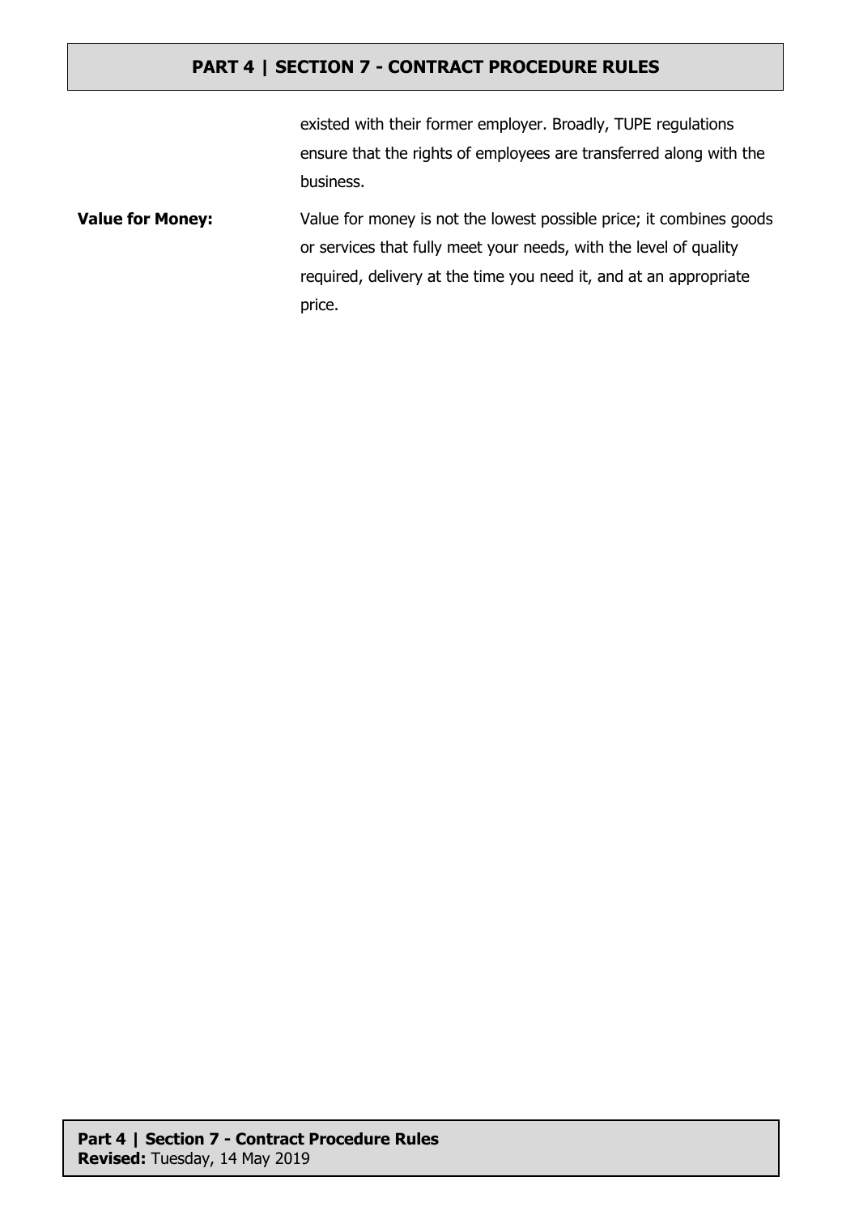existed with their former employer. Broadly, TUPE regulations ensure that the rights of employees are transferred along with the business.

**Value for Money:** Value for money is not the lowest possible price; it combines goods or services that fully meet your needs, with the level of quality required, delivery at the time you need it, and at an appropriate price.